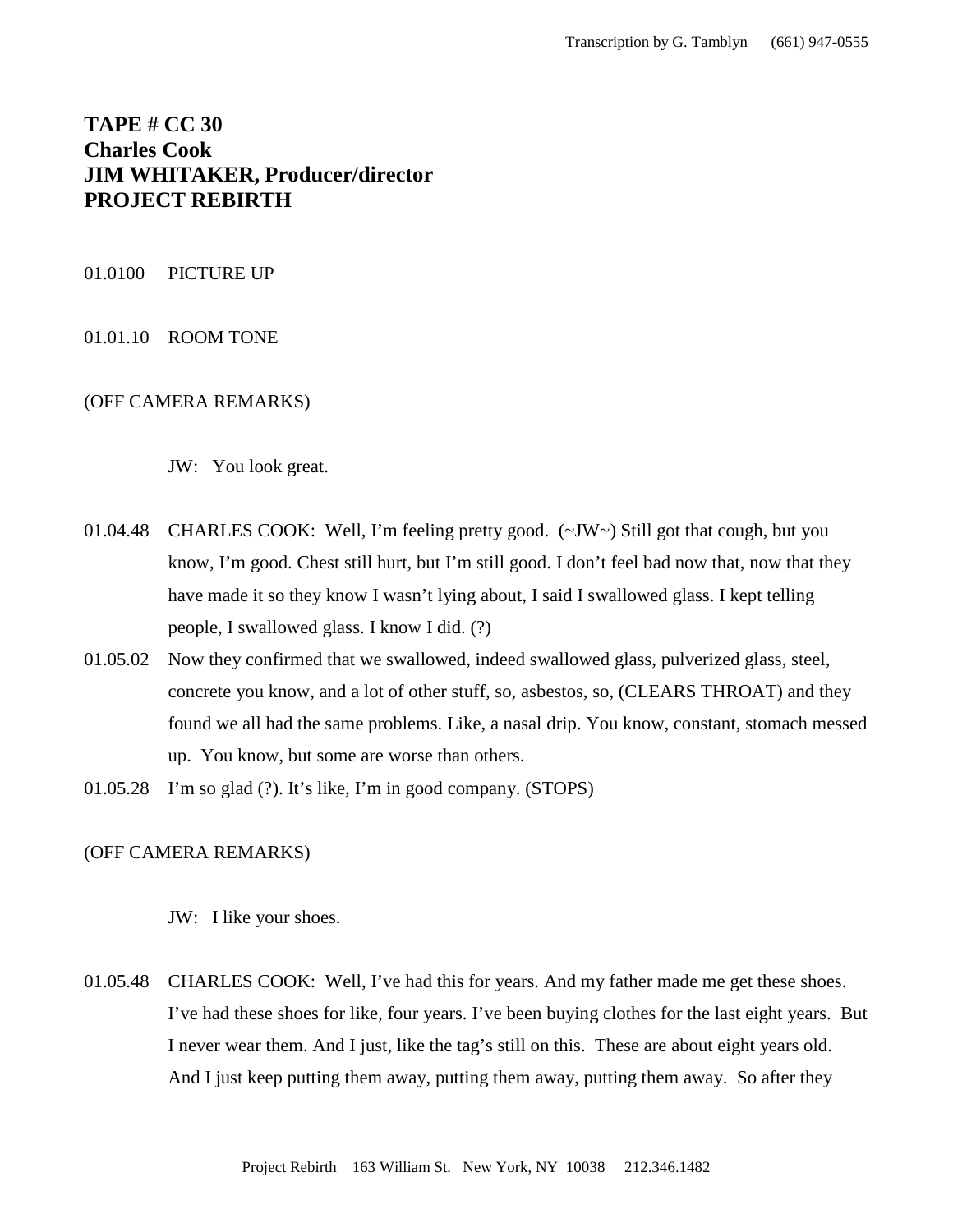**TAPE # CC 30**
**Charles Cook**
**JIM WHITAKER, Producer/director**
**PROJECT REBIRTH**

01.0100 PICTURE UP

01.01.10 ROOM TONE

(OFF CAMERA REMARKS)

JW: You look great.

01.04.48 CHARLES COOK: Well, I'm feeling pretty good. (~JW~) Still got that cough, but you know, I'm good. Chest still hurt, but I'm still good. I don't feel bad now that, now that they have made it so they know I wasn't lying about, I said I swallowed glass. I kept telling people, I swallowed glass. I know I did. (?)

01.05.02 Now they confirmed that we swallowed, indeed swallowed glass, pulverized glass, steel, concrete you know, and a lot of other stuff, so, asbestos, so, (CLEARS THROAT) and they found we all had the same problems. Like, a nasal drip. You know, constant, stomach messed up. You know, but some are worse than others.

01.05.28 I'm so glad (?). It's like, I'm in good company. (STOPS)

(OFF CAMERA REMARKS)

JW: I like your shoes.

01.05.48 CHARLES COOK: Well, I've had this for years. And my father made me get these shoes. I've had these shoes for like, four years. I've been buying clothes for the last eight years. But I never wear them. And I just, like the tag's still on this. These are about eight years old. And I just keep putting them away, putting them away, putting them away. So after they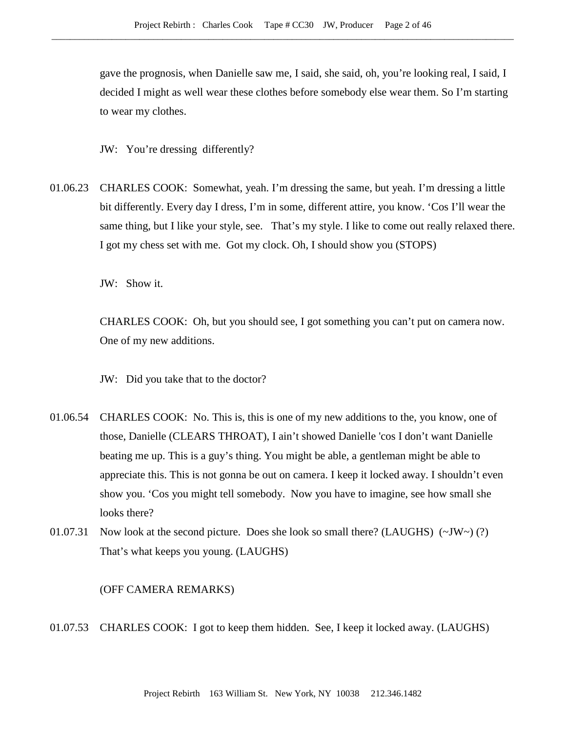gave the prognosis, when Danielle saw me, I said, she said, oh, you're looking real, I said, I decided I might as well wear these clothes before somebody else wear them. So I'm starting to wear my clothes.

JW: You're dressing differently?

01.06.23 CHARLES COOK: Somewhat, yeah. I'm dressing the same, but yeah. I'm dressing a little bit differently. Every day I dress, I'm in some, different attire, you know. 'Cos I'll wear the same thing, but I like your style, see. That's my style. I like to come out really relaxed there. I got my chess set with me. Got my clock. Oh, I should show you (STOPS)

JW: Show it.

CHARLES COOK: Oh, but you should see, I got something you can't put on camera now. One of my new additions.

JW: Did you take that to the doctor?

01.06.54 CHARLES COOK: No. This is, this is one of my new additions to the, you know, one of those, Danielle (CLEARS THROAT), I ain't showed Danielle 'cos I don't want Danielle beating me up. This is a guy's thing. You might be able, a gentleman might be able to appreciate this. This is not gonna be out on camera. I keep it locked away. I shouldn't even show you. 'Cos you might tell somebody. Now you have to imagine, see how small she looks there?

01.07.31 Now look at the second picture. Does she look so small there? (LAUGHS) (~JW~) (?) That's what keeps you young. (LAUGHS)

(OFF CAMERA REMARKS)

01.07.53 CHARLES COOK: I got to keep them hidden. See, I keep it locked away. (LAUGHS)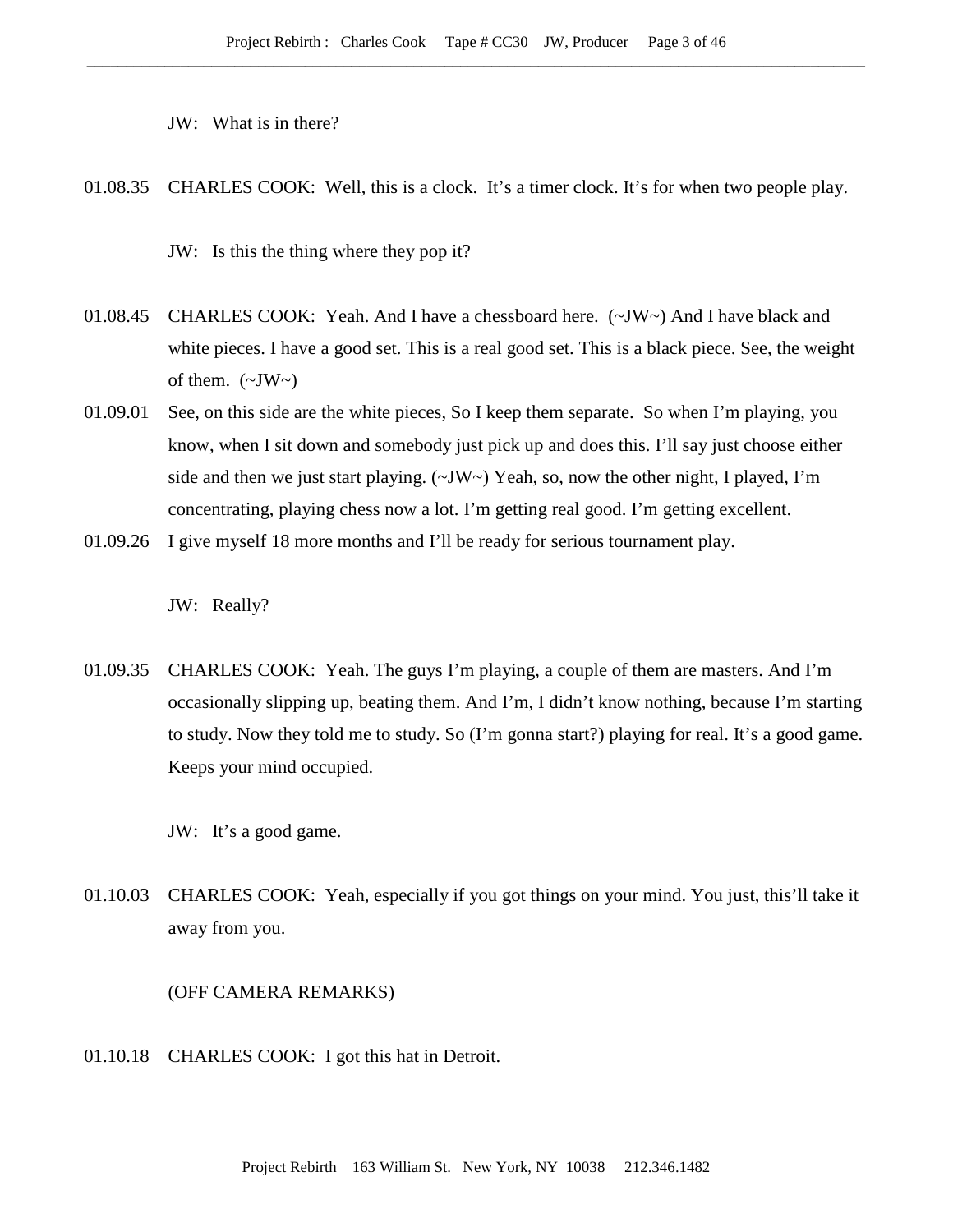JW: What is in there?

01.08.35 CHARLES COOK: Well, this is a clock. It's a timer clock. It's for when two people play.

JW: Is this the thing where they pop it?

01.08.45 CHARLES COOK: Yeah. And I have a chessboard here. (~JW~) And I have black and white pieces. I have a good set. This is a real good set. This is a black piece. See, the weight of them. (~JW~)

01.09.01 See, on this side are the white pieces, So I keep them separate. So when I'm playing, you know, when I sit down and somebody just pick up and does this. I'll say just choose either side and then we just start playing. (~JW~) Yeah, so, now the other night, I played, I'm concentrating, playing chess now a lot. I'm getting real good. I'm getting excellent.

01.09.26 I give myself 18 more months and I'll be ready for serious tournament play.

JW: Really?

01.09.35 CHARLES COOK: Yeah. The guys I'm playing, a couple of them are masters. And I'm occasionally slipping up, beating them. And I'm, I didn't know nothing, because I'm starting to study. Now they told me to study. So (I'm gonna start?) playing for real. It's a good game. Keeps your mind occupied.

JW: It's a good game.

01.10.03 CHARLES COOK: Yeah, especially if you got things on your mind. You just, this'll take it away from you.

(OFF CAMERA REMARKS)

01.10.18 CHARLES COOK: I got this hat in Detroit.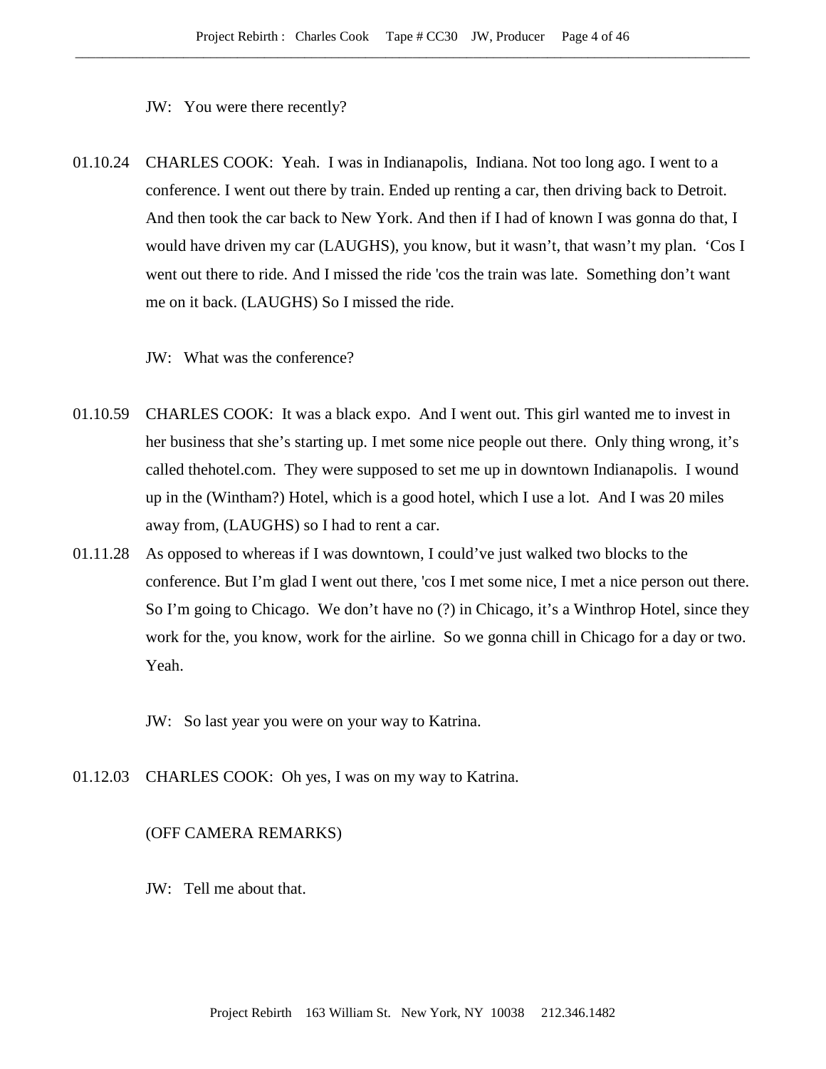JW: You were there recently?

01.10.24 CHARLES COOK: Yeah. I was in Indianapolis, Indiana. Not too long ago. I went to a conference. I went out there by train. Ended up renting a car, then driving back to Detroit. And then took the car back to New York. And then if I had of known I was gonna do that, I would have driven my car (LAUGHS), you know, but it wasn't, that wasn't my plan. 'Cos I went out there to ride. And I missed the ride 'cos the train was late. Something don't want me on it back. (LAUGHS) So I missed the ride.

JW: What was the conference?

01.10.59 CHARLES COOK: It was a black expo. And I went out. This girl wanted me to invest in her business that she's starting up. I met some nice people out there. Only thing wrong, it's called thehotel.com. They were supposed to set me up in downtown Indianapolis. I wound up in the (Wintham?) Hotel, which is a good hotel, which I use a lot. And I was 20 miles away from, (LAUGHS) so I had to rent a car.

01.11.28 As opposed to whereas if I was downtown, I could've just walked two blocks to the conference. But I'm glad I went out there, 'cos I met some nice, I met a nice person out there. So I'm going to Chicago. We don't have no (?) in Chicago, it's a Winthrop Hotel, since they work for the, you know, work for the airline. So we gonna chill in Chicago for a day or two. Yeah.

JW: So last year you were on your way to Katrina.

01.12.03 CHARLES COOK: Oh yes, I was on my way to Katrina.

(OFF CAMERA REMARKS)

JW: Tell me about that.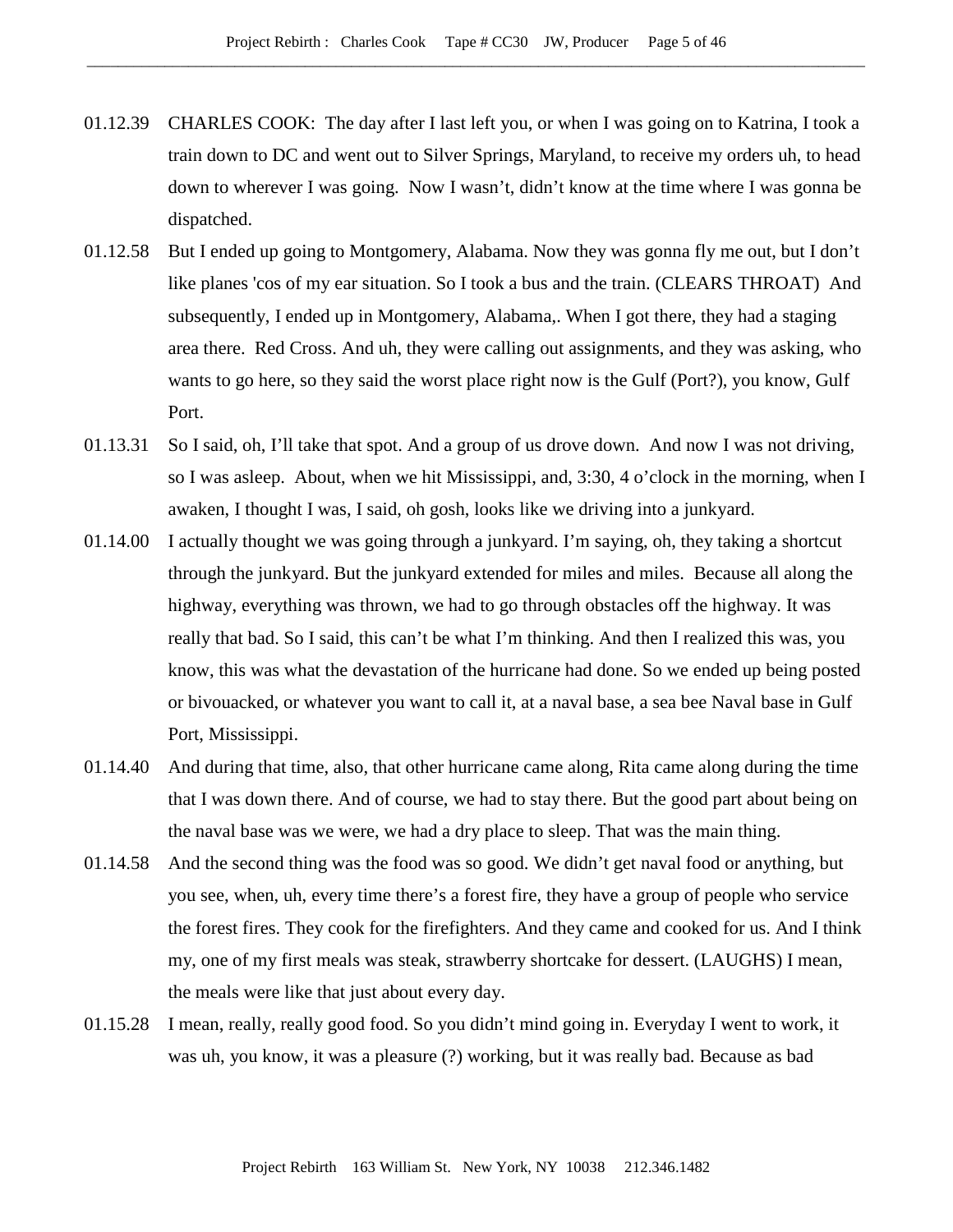01.12.39 CHARLES COOK: The day after I last left you, or when I was going on to Katrina, I took a train down to DC and went out to Silver Springs, Maryland, to receive my orders uh, to head down to wherever I was going. Now I wasn't, didn't know at the time where I was gonna be dispatched.

01.12.58 But I ended up going to Montgomery, Alabama. Now they was gonna fly me out, but I don't like planes 'cos of my ear situation. So I took a bus and the train. (CLEARS THROAT) And subsequently, I ended up in Montgomery, Alabama,. When I got there, they had a staging area there. Red Cross. And uh, they were calling out assignments, and they was asking, who wants to go here, so they said the worst place right now is the Gulf (Port?), you know, Gulf Port.

01.13.31 So I said, oh, I'll take that spot. And a group of us drove down. And now I was not driving, so I was asleep. About, when we hit Mississippi, and, 3:30, 4 o'clock in the morning, when I awaken, I thought I was, I said, oh gosh, looks like we driving into a junkyard.

01.14.00 I actually thought we was going through a junkyard. I'm saying, oh, they taking a shortcut through the junkyard. But the junkyard extended for miles and miles. Because all along the highway, everything was thrown, we had to go through obstacles off the highway. It was really that bad. So I said, this can't be what I'm thinking. And then I realized this was, you know, this was what the devastation of the hurricane had done. So we ended up being posted or bivouacked, or whatever you want to call it, at a naval base, a sea bee Naval base in Gulf Port, Mississippi.

01.14.40 And during that time, also, that other hurricane came along, Rita came along during the time that I was down there. And of course, we had to stay there. But the good part about being on the naval base was we were, we had a dry place to sleep. That was the main thing.

01.14.58 And the second thing was the food was so good. We didn't get naval food or anything, but you see, when, uh, every time there's a forest fire, they have a group of people who service the forest fires. They cook for the firefighters. And they came and cooked for us. And I think my, one of my first meals was steak, strawberry shortcake for dessert. (LAUGHS) I mean, the meals were like that just about every day.

01.15.28 I mean, really, really good food. So you didn't mind going in. Everyday I went to work, it was uh, you know, it was a pleasure (?) working, but it was really bad. Because as bad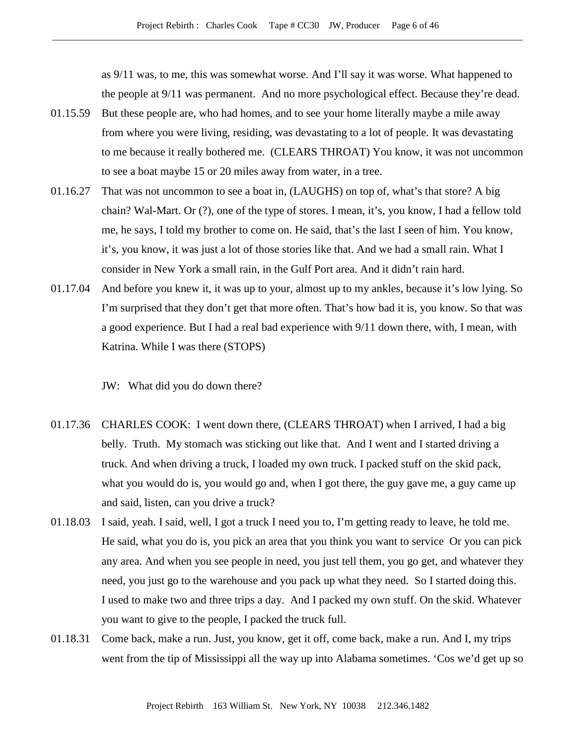as 9/11 was, to me, this was somewhat worse. And I'll say it was worse. What happened to the people at 9/11 was permanent. And no more psychological effect. Because they're dead.

01.15.59 But these people are, who had homes, and to see your home literally maybe a mile away from where you were living, residing, was devastating to a lot of people. It was devastating to me because it really bothered me. (CLEARS THROAT) You know, it was not uncommon to see a boat maybe 15 or 20 miles away from water, in a tree.

01.16.27 That was not uncommon to see a boat in, (LAUGHS) on top of, what's that store? A big chain? Wal-Mart. Or (?), one of the type of stores. I mean, it's, you know, I had a fellow told me, he says, I told my brother to come on. He said, that's the last I seen of him. You know, it's, you know, it was just a lot of those stories like that. And we had a small rain. What I consider in New York a small rain, in the Gulf Port area. And it didn't rain hard.

01.17.04 And before you knew it, it was up to your, almost up to my ankles, because it's low lying. So I'm surprised that they don't get that more often. That's how bad it is, you know. So that was a good experience. But I had a real bad experience with 9/11 down there, with, I mean, with Katrina. While I was there (STOPS)

JW: What did you do down there?

01.17.36 CHARLES COOK: I went down there, (CLEARS THROAT) when I arrived, I had a big belly. Truth. My stomach was sticking out like that. And I went and I started driving a truck. And when driving a truck, I loaded my own truck. I packed stuff on the skid pack, what you would do is, you would go and, when I got there, the guy gave me, a guy came up and said, listen, can you drive a truck?

01.18.03 I said, yeah. I said, well, I got a truck I need you to, I'm getting ready to leave, he told me. He said, what you do is, you pick an area that you think you want to service Or you can pick any area. And when you see people in need, you just tell them, you go get, and whatever they need, you just go to the warehouse and you pack up what they need. So I started doing this. I used to make two and three trips a day. And I packed my own stuff. On the skid. Whatever you want to give to the people, I packed the truck full.

01.18.31 Come back, make a run. Just, you know, get it off, come back, make a run. And I, my trips went from the tip of Mississippi all the way up into Alabama sometimes. 'Cos we'd get up so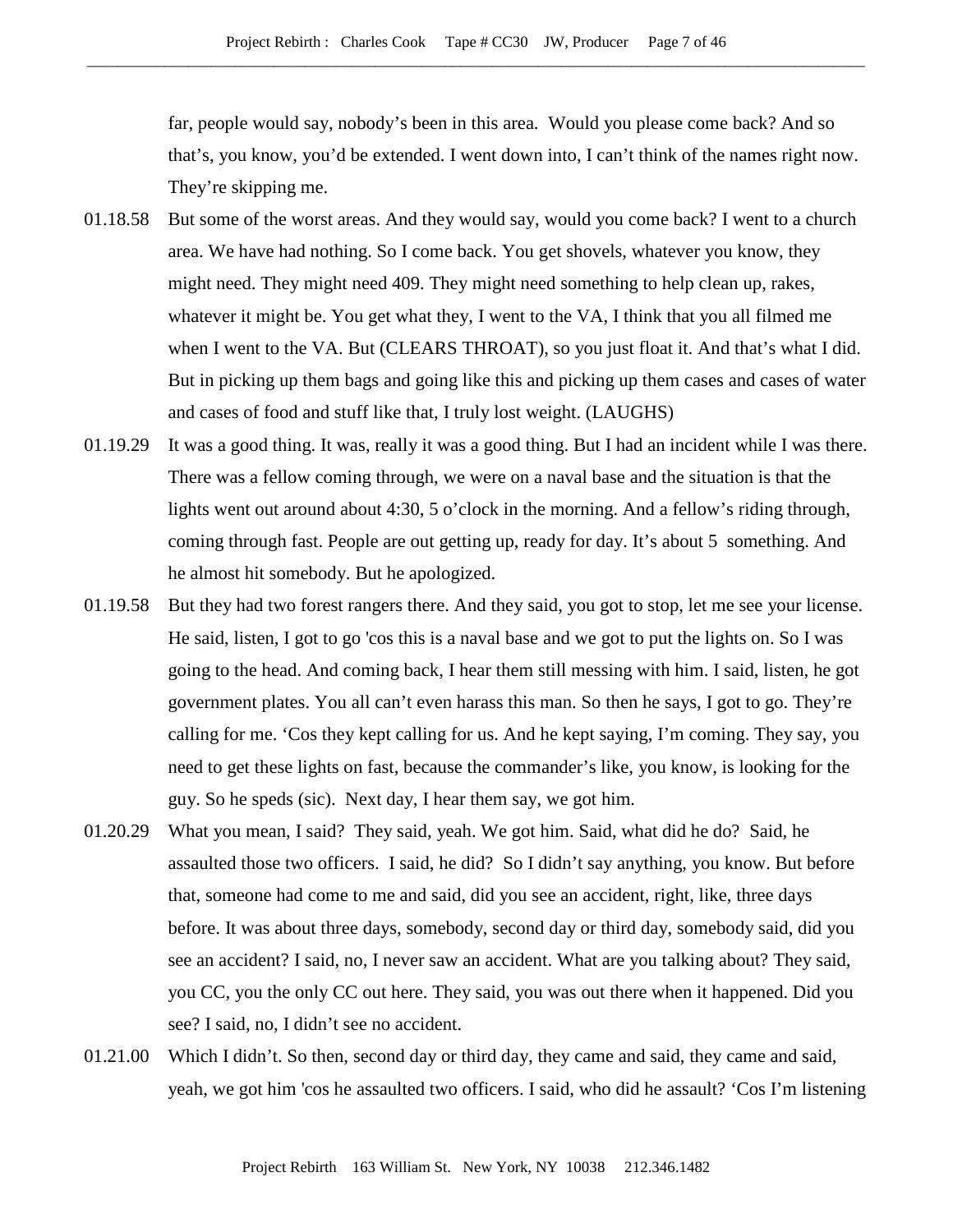far, people would say, nobody's been in this area. Would you please come back? And so that's, you know, you'd be extended. I went down into, I can't think of the names right now. They're skipping me.

01.18.58 But some of the worst areas. And they would say, would you come back? I went to a church area. We have had nothing. So I come back. You get shovels, whatever you know, they might need. They might need 409. They might need something to help clean up, rakes, whatever it might be. You get what they, I went to the VA, I think that you all filmed me when I went to the VA. But (CLEARS THROAT), so you just float it. And that's what I did. But in picking up them bags and going like this and picking up them cases and cases of water and cases of food and stuff like that, I truly lost weight. (LAUGHS)

01.19.29 It was a good thing. It was, really it was a good thing. But I had an incident while I was there. There was a fellow coming through, we were on a naval base and the situation is that the lights went out around about 4:30, 5 o'clock in the morning. And a fellow's riding through, coming through fast. People are out getting up, ready for day. It's about 5 something. And he almost hit somebody. But he apologized.

01.19.58 But they had two forest rangers there. And they said, you got to stop, let me see your license. He said, listen, I got to go 'cos this is a naval base and we got to put the lights on. So I was going to the head. And coming back, I hear them still messing with him. I said, listen, he got government plates. You all can't even harass this man. So then he says, I got to go. They're calling for me. 'Cos they kept calling for us. And he kept saying, I'm coming. They say, you need to get these lights on fast, because the commander's like, you know, is looking for the guy. So he speds (sic). Next day, I hear them say, we got him.

01.20.29 What you mean, I said? They said, yeah. We got him. Said, what did he do? Said, he assaulted those two officers. I said, he did? So I didn't say anything, you know. But before that, someone had come to me and said, did you see an accident, right, like, three days before. It was about three days, somebody, second day or third day, somebody said, did you see an accident? I said, no, I never saw an accident. What are you talking about? They said, you CC, you the only CC out here. They said, you was out there when it happened. Did you see? I said, no, I didn't see no accident.

01.21.00 Which I didn't. So then, second day or third day, they came and said, they came and said, yeah, we got him 'cos he assaulted two officers. I said, who did he assault? 'Cos I'm listening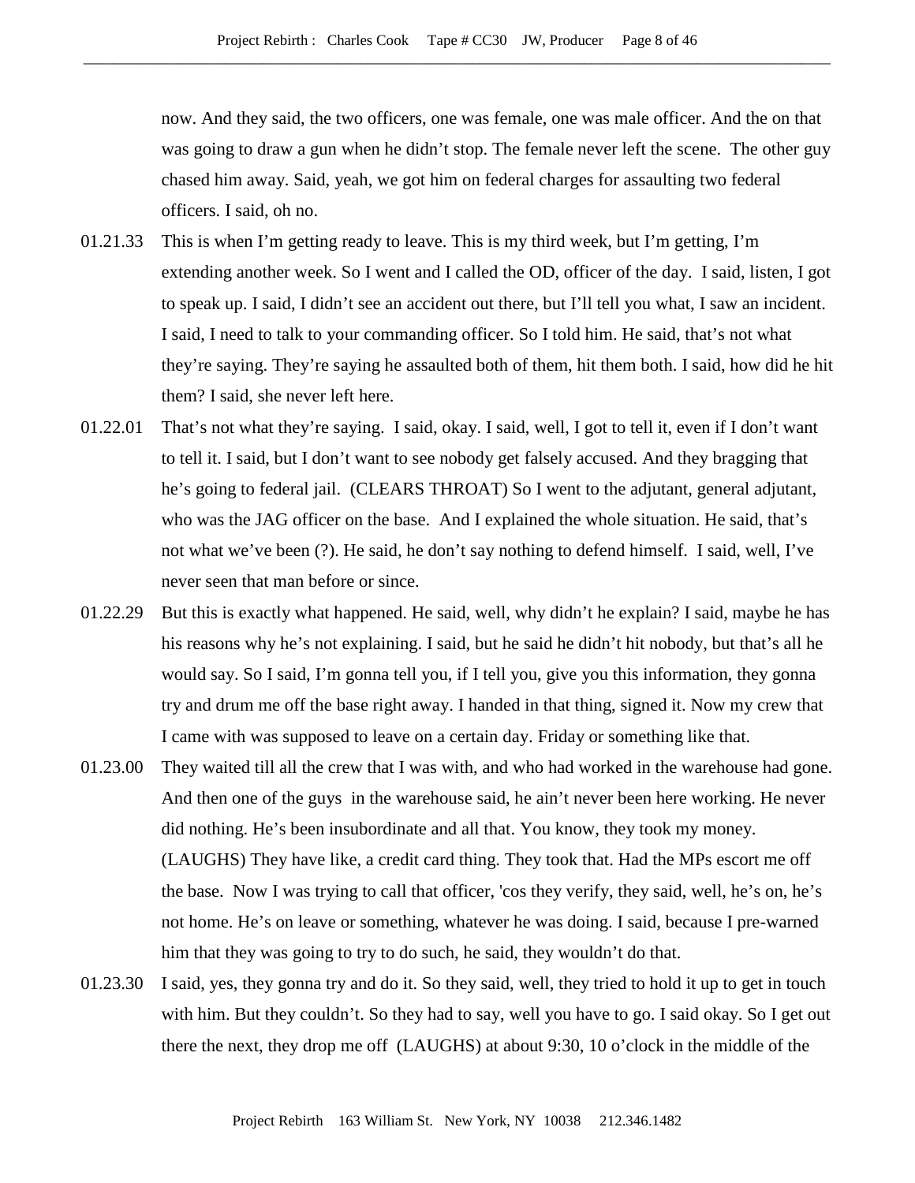now. And they said, the two officers, one was female, one was male officer. And the on that was going to draw a gun when he didn't stop. The female never left the scene. The other guy chased him away. Said, yeah, we got him on federal charges for assaulting two federal officers. I said, oh no.

01.21.33 This is when I'm getting ready to leave. This is my third week, but I'm getting, I'm extending another week. So I went and I called the OD, officer of the day. I said, listen, I got to speak up. I said, I didn't see an accident out there, but I'll tell you what, I saw an incident. I said, I need to talk to your commanding officer. So I told him. He said, that's not what they're saying. They're saying he assaulted both of them, hit them both. I said, how did he hit them? I said, she never left here.

01.22.01 That's not what they're saying. I said, okay. I said, well, I got to tell it, even if I don't want to tell it. I said, but I don't want to see nobody get falsely accused. And they bragging that he's going to federal jail. (CLEARS THROAT) So I went to the adjutant, general adjutant, who was the JAG officer on the base. And I explained the whole situation. He said, that's not what we've been (?). He said, he don't say nothing to defend himself. I said, well, I've never seen that man before or since.

01.22.29 But this is exactly what happened. He said, well, why didn't he explain? I said, maybe he has his reasons why he's not explaining. I said, but he said he didn't hit nobody, but that's all he would say. So I said, I'm gonna tell you, if I tell you, give you this information, they gonna try and drum me off the base right away. I handed in that thing, signed it. Now my crew that I came with was supposed to leave on a certain day. Friday or something like that.

01.23.00 They waited till all the crew that I was with, and who had worked in the warehouse had gone. And then one of the guys in the warehouse said, he ain't never been here working. He never did nothing. He's been insubordinate and all that. You know, they took my money. (LAUGHS) They have like, a credit card thing. They took that. Had the MPs escort me off the base. Now I was trying to call that officer, 'cos they verify, they said, well, he's on, he's not home. He's on leave or something, whatever he was doing. I said, because I pre-warned him that they was going to try to do such, he said, they wouldn't do that.

01.23.30 I said, yes, they gonna try and do it. So they said, well, they tried to hold it up to get in touch with him. But they couldn't. So they had to say, well you have to go. I said okay. So I get out there the next, they drop me off (LAUGHS) at about 9:30, 10 o'clock in the middle of the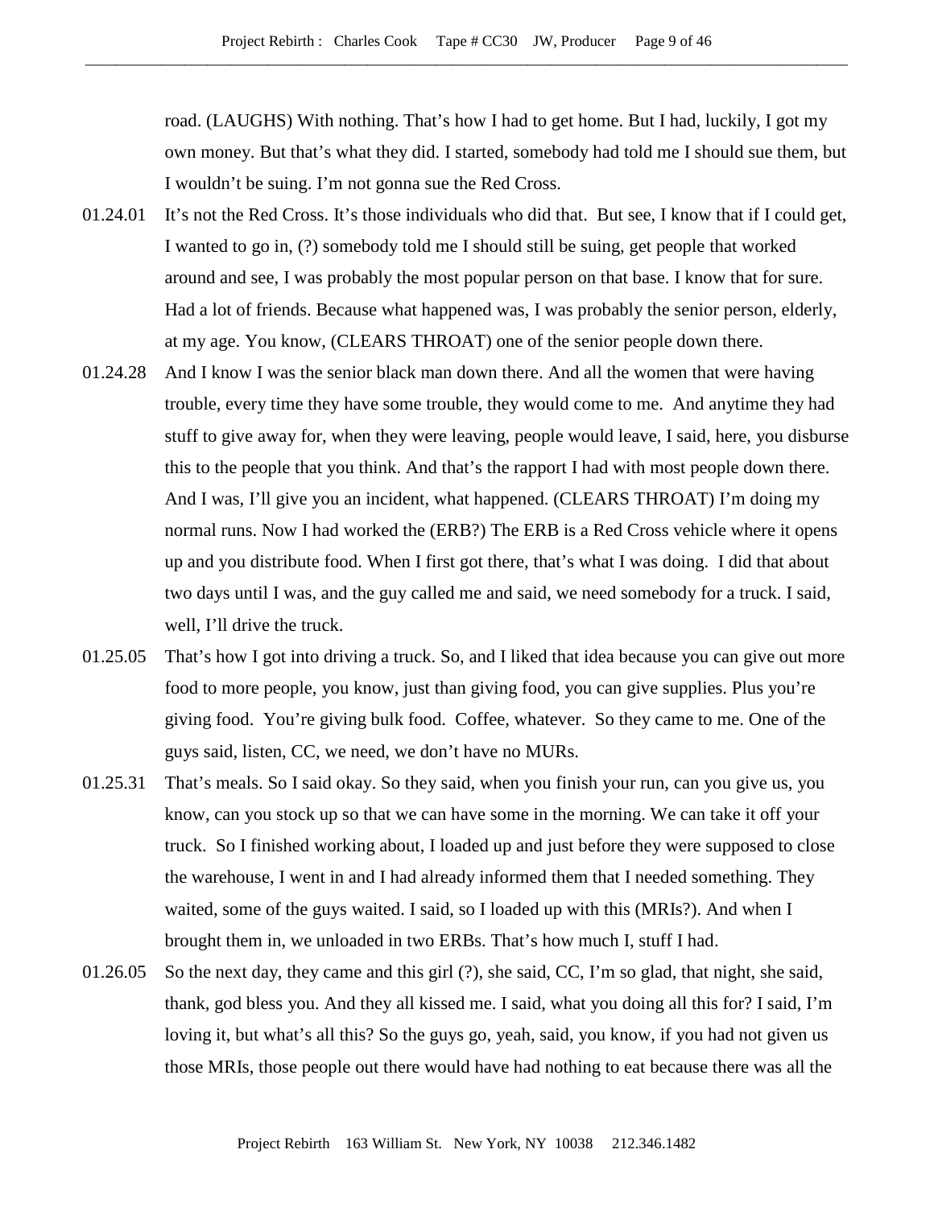road. (LAUGHS) With nothing. That's how I had to get home. But I had, luckily, I got my own money. But that's what they did. I started, somebody had told me I should sue them, but I wouldn't be suing. I'm not gonna sue the Red Cross.

01.24.01 It's not the Red Cross. It's those individuals who did that. But see, I know that if I could get, I wanted to go in, (?) somebody told me I should still be suing, get people that worked around and see, I was probably the most popular person on that base. I know that for sure. Had a lot of friends. Because what happened was, I was probably the senior person, elderly, at my age. You know, (CLEARS THROAT) one of the senior people down there.

01.24.28 And I know I was the senior black man down there. And all the women that were having trouble, every time they have some trouble, they would come to me. And anytime they had stuff to give away for, when they were leaving, people would leave, I said, here, you disburse this to the people that you think. And that's the rapport I had with most people down there. And I was, I'll give you an incident, what happened. (CLEARS THROAT) I'm doing my normal runs. Now I had worked the (ERB?) The ERB is a Red Cross vehicle where it opens up and you distribute food. When I first got there, that's what I was doing. I did that about two days until I was, and the guy called me and said, we need somebody for a truck. I said, well, I'll drive the truck.

01.25.05 That's how I got into driving a truck. So, and I liked that idea because you can give out more food to more people, you know, just than giving food, you can give supplies. Plus you're giving food. You're giving bulk food. Coffee, whatever. So they came to me. One of the guys said, listen, CC, we need, we don't have no MURs.

01.25.31 That's meals. So I said okay. So they said, when you finish your run, can you give us, you know, can you stock up so that we can have some in the morning. We can take it off your truck. So I finished working about, I loaded up and just before they were supposed to close the warehouse, I went in and I had already informed them that I needed something. They waited, some of the guys waited. I said, so I loaded up with this (MRIs?). And when I brought them in, we unloaded in two ERBs. That's how much I, stuff I had.

01.26.05 So the next day, they came and this girl (?), she said, CC, I'm so glad, that night, she said, thank, god bless you. And they all kissed me. I said, what you doing all this for? I said, I'm loving it, but what's all this? So the guys go, yeah, said, you know, if you had not given us those MRIs, those people out there would have had nothing to eat because there was all the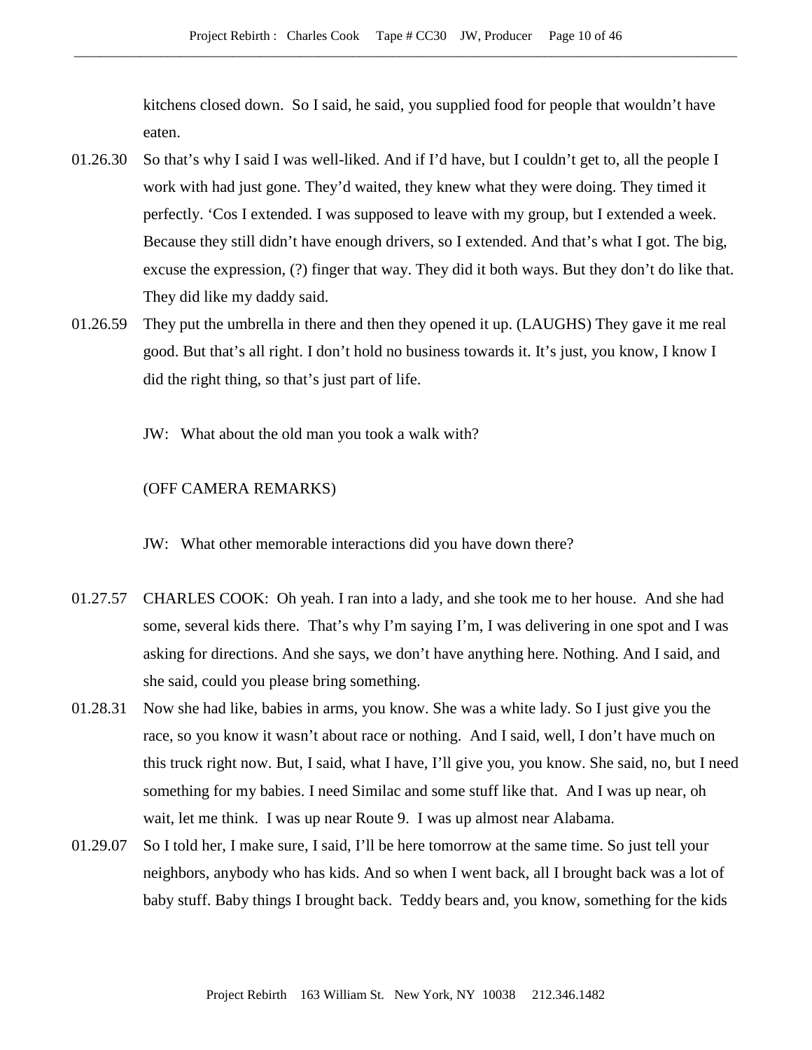kitchens closed down. So I said, he said, you supplied food for people that wouldn't have eaten.

01.26.30 So that's why I said I was well-liked. And if I'd have, but I couldn't get to, all the people I work with had just gone. They'd waited, they knew what they were doing. They timed it perfectly. 'Cos I extended. I was supposed to leave with my group, but I extended a week. Because they still didn't have enough drivers, so I extended. And that's what I got. The big, excuse the expression, (?) finger that way. They did it both ways. But they don't do like that. They did like my daddy said.

01.26.59 They put the umbrella in there and then they opened it up. (LAUGHS) They gave it me real good. But that's all right. I don't hold no business towards it. It's just, you know, I know I did the right thing, so that's just part of life.

JW: What about the old man you took a walk with?

(OFF CAMERA REMARKS)

JW: What other memorable interactions did you have down there?

01.27.57 CHARLES COOK: Oh yeah. I ran into a lady, and she took me to her house. And she had some, several kids there. That's why I'm saying I'm, I was delivering in one spot and I was asking for directions. And she says, we don't have anything here. Nothing. And I said, and she said, could you please bring something.

01.28.31 Now she had like, babies in arms, you know. She was a white lady. So I just give you the race, so you know it wasn't about race or nothing. And I said, well, I don't have much on this truck right now. But, I said, what I have, I'll give you, you know. She said, no, but I need something for my babies. I need Similac and some stuff like that. And I was up near, oh wait, let me think. I was up near Route 9. I was up almost near Alabama.

01.29.07 So I told her, I make sure, I said, I'll be here tomorrow at the same time. So just tell your neighbors, anybody who has kids. And so when I went back, all I brought back was a lot of baby stuff. Baby things I brought back. Teddy bears and, you know, something for the kids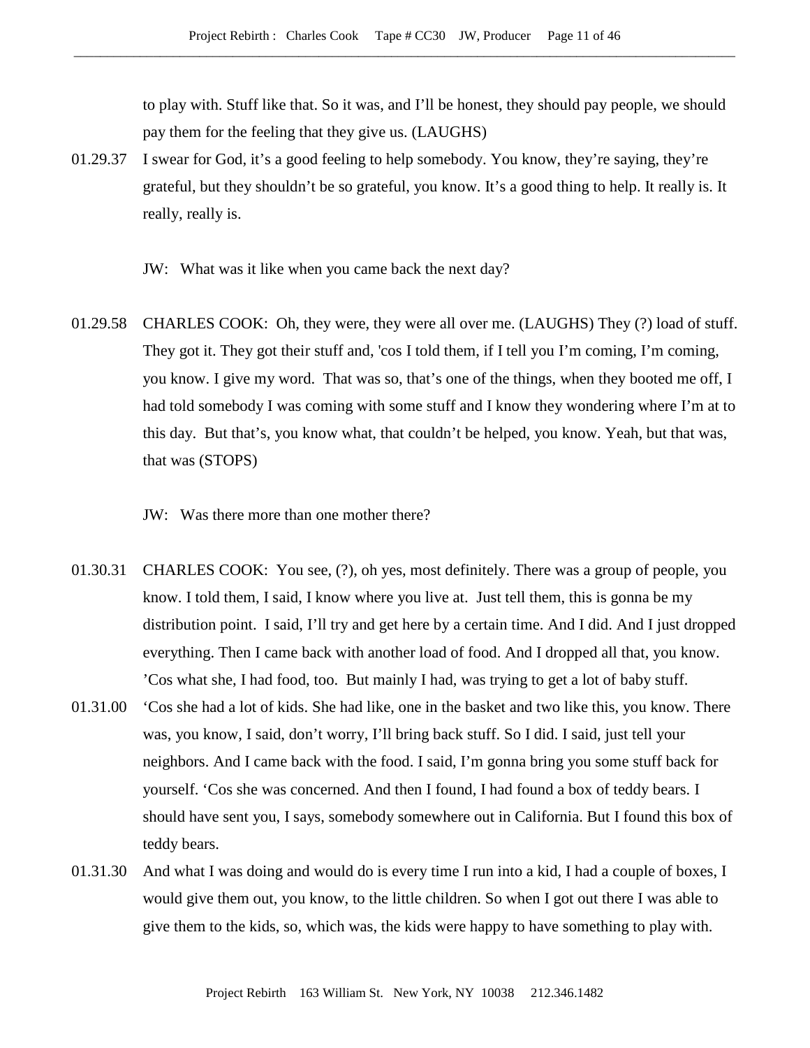to play with. Stuff like that. So it was, and I'll be honest, they should pay people, we should pay them for the feeling that they give us. (LAUGHS)

01.29.37 I swear for God, it's a good feeling to help somebody. You know, they're saying, they're grateful, but they shouldn't be so grateful, you know. It's a good thing to help. It really is. It really, really is.

JW: What was it like when you came back the next day?

01.29.58 CHARLES COOK: Oh, they were, they were all over me. (LAUGHS) They (?) load of stuff. They got it. They got their stuff and, 'cos I told them, if I tell you I'm coming, I'm coming, you know. I give my word. That was so, that's one of the things, when they booted me off, I had told somebody I was coming with some stuff and I know they wondering where I'm at to this day. But that's, you know what, that couldn't be helped, you know. Yeah, but that was, that was (STOPS)

JW: Was there more than one mother there?

01.30.31 CHARLES COOK: You see, (?), oh yes, most definitely. There was a group of people, you know. I told them, I said, I know where you live at. Just tell them, this is gonna be my distribution point. I said, I'll try and get here by a certain time. And I did. And I just dropped everything. Then I came back with another load of food. And I dropped all that, you know. 'Cos what she, I had food, too. But mainly I had, was trying to get a lot of baby stuff.

01.31.00 'Cos she had a lot of kids. She had like, one in the basket and two like this, you know. There was, you know, I said, don't worry, I'll bring back stuff. So I did. I said, just tell your neighbors. And I came back with the food. I said, I'm gonna bring you some stuff back for yourself. 'Cos she was concerned. And then I found, I had found a box of teddy bears. I should have sent you, I says, somebody somewhere out in California. But I found this box of teddy bears.

01.31.30 And what I was doing and would do is every time I run into a kid, I had a couple of boxes, I would give them out, you know, to the little children. So when I got out there I was able to give them to the kids, so, which was, the kids were happy to have something to play with.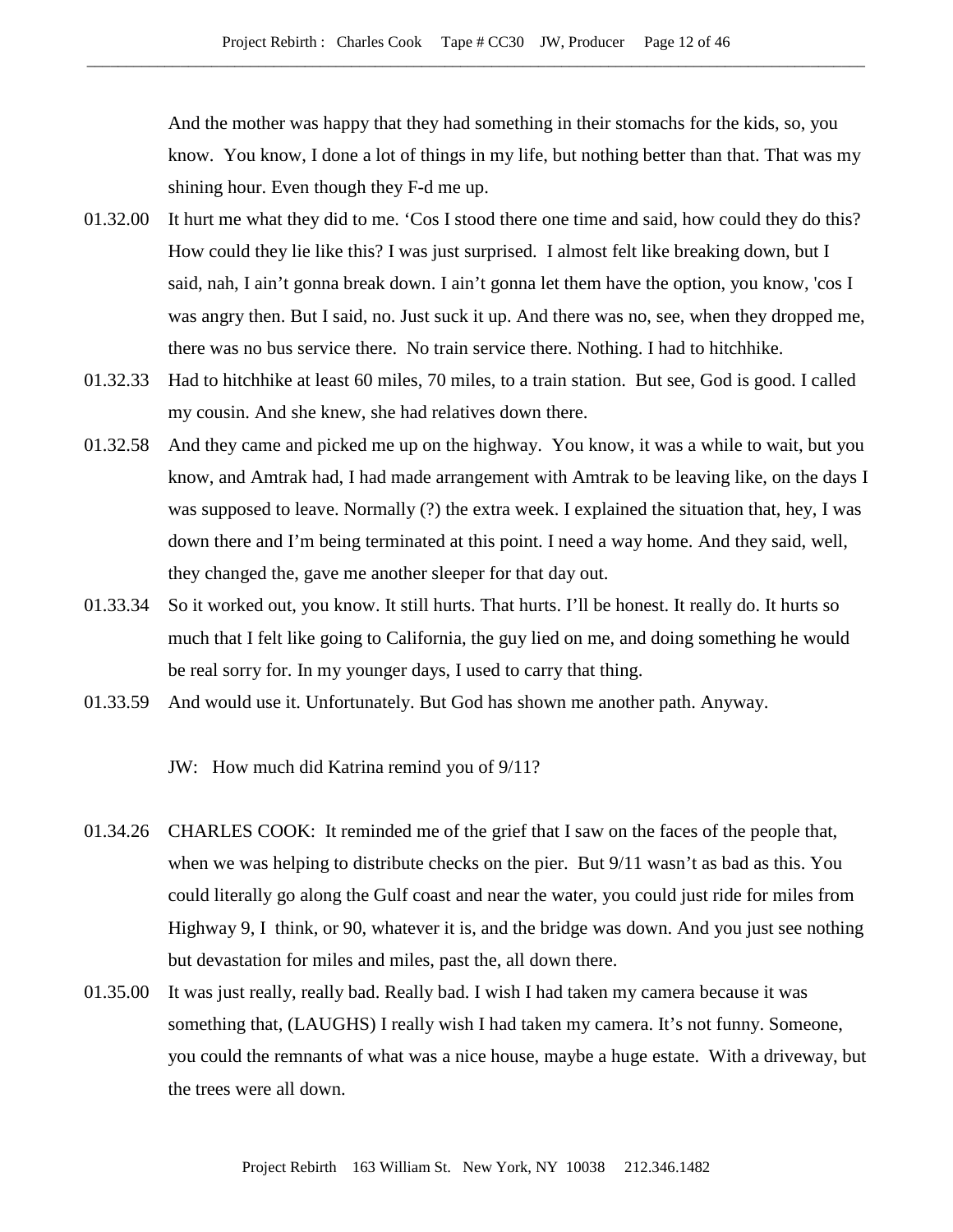And the mother was happy that they had something in their stomachs for the kids, so, you know. You know, I done a lot of things in my life, but nothing better than that. That was my shining hour. Even though they F-d me up.

01.32.00 It hurt me what they did to me. 'Cos I stood there one time and said, how could they do this? How could they lie like this? I was just surprised. I almost felt like breaking down, but I said, nah, I ain't gonna break down. I ain't gonna let them have the option, you know, 'cos I was angry then. But I said, no. Just suck it up. And there was no, see, when they dropped me, there was no bus service there. No train service there. Nothing. I had to hitchhike.

01.32.33 Had to hitchhike at least 60 miles, 70 miles, to a train station. But see, God is good. I called my cousin. And she knew, she had relatives down there.

01.32.58 And they came and picked me up on the highway. You know, it was a while to wait, but you know, and Amtrak had, I had made arrangement with Amtrak to be leaving like, on the days I was supposed to leave. Normally (?) the extra week. I explained the situation that, hey, I was down there and I'm being terminated at this point. I need a way home. And they said, well, they changed the, gave me another sleeper for that day out.

01.33.34 So it worked out, you know. It still hurts. That hurts. I'll be honest. It really do. It hurts so much that I felt like going to California, the guy lied on me, and doing something he would be real sorry for. In my younger days, I used to carry that thing.

01.33.59 And would use it. Unfortunately. But God has shown me another path. Anyway.

JW: How much did Katrina remind you of 9/11?

01.34.26 CHARLES COOK: It reminded me of the grief that I saw on the faces of the people that, when we was helping to distribute checks on the pier. But 9/11 wasn't as bad as this. You could literally go along the Gulf coast and near the water, you could just ride for miles from Highway 9, I think, or 90, whatever it is, and the bridge was down. And you just see nothing but devastation for miles and miles, past the, all down there.

01.35.00 It was just really, really bad. Really bad. I wish I had taken my camera because it was something that, (LAUGHS) I really wish I had taken my camera. It's not funny. Someone, you could the remnants of what was a nice house, maybe a huge estate. With a driveway, but the trees were all down.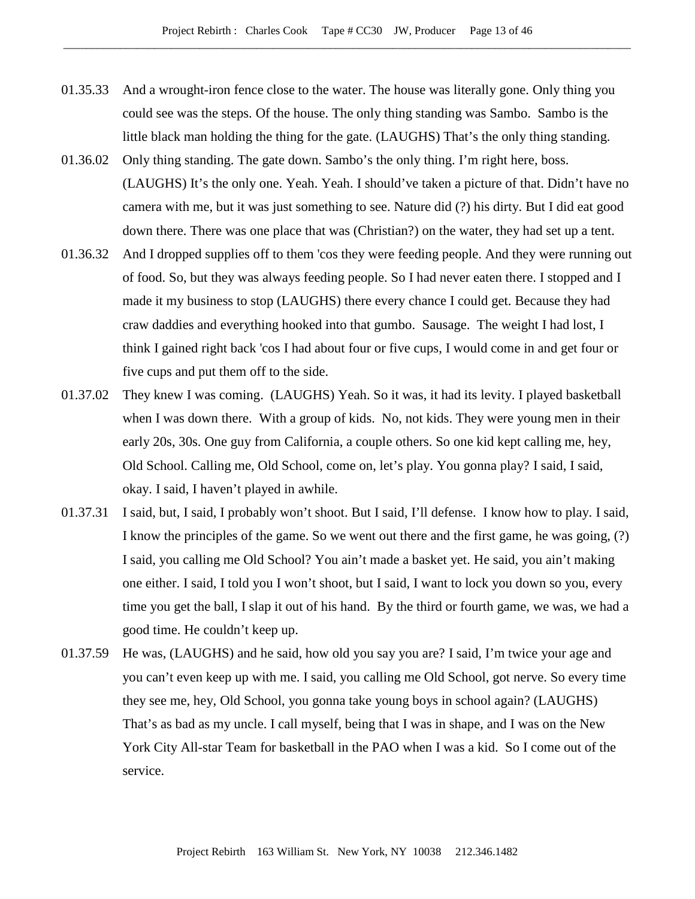01.35.33 And a wrought-iron fence close to the water. The house was literally gone. Only thing you could see was the steps. Of the house. The only thing standing was Sambo. Sambo is the little black man holding the thing for the gate. (LAUGHS) That's the only thing standing.

01.36.02 Only thing standing. The gate down. Sambo's the only thing. I'm right here, boss. (LAUGHS) It's the only one. Yeah. Yeah. I should've taken a picture of that. Didn't have no camera with me, but it was just something to see. Nature did (?) his dirty. But I did eat good down there. There was one place that was (Christian?) on the water, they had set up a tent.

01.36.32 And I dropped supplies off to them 'cos they were feeding people. And they were running out of food. So, but they was always feeding people. So I had never eaten there. I stopped and I made it my business to stop (LAUGHS) there every chance I could get. Because they had craw daddies and everything hooked into that gumbo. Sausage. The weight I had lost, I think I gained right back 'cos I had about four or five cups, I would come in and get four or five cups and put them off to the side.

01.37.02 They knew I was coming. (LAUGHS) Yeah. So it was, it had its levity. I played basketball when I was down there. With a group of kids. No, not kids. They were young men in their early 20s, 30s. One guy from California, a couple others. So one kid kept calling me, hey, Old School. Calling me, Old School, come on, let's play. You gonna play? I said, I said, okay. I said, I haven't played in awhile.

01.37.31 I said, but, I said, I probably won't shoot. But I said, I'll defense. I know how to play. I said, I know the principles of the game. So we went out there and the first game, he was going, (?) I said, you calling me Old School? You ain't made a basket yet. He said, you ain't making one either. I said, I told you I won't shoot, but I said, I want to lock you down so you, every time you get the ball, I slap it out of his hand. By the third or fourth game, we was, we had a good time. He couldn't keep up.

01.37.59 He was, (LAUGHS) and he said, how old you say you are? I said, I'm twice your age and you can't even keep up with me. I said, you calling me Old School, got nerve. So every time they see me, hey, Old School, you gonna take young boys in school again? (LAUGHS) That's as bad as my uncle. I call myself, being that I was in shape, and I was on the New York City All-star Team for basketball in the PAO when I was a kid. So I come out of the service.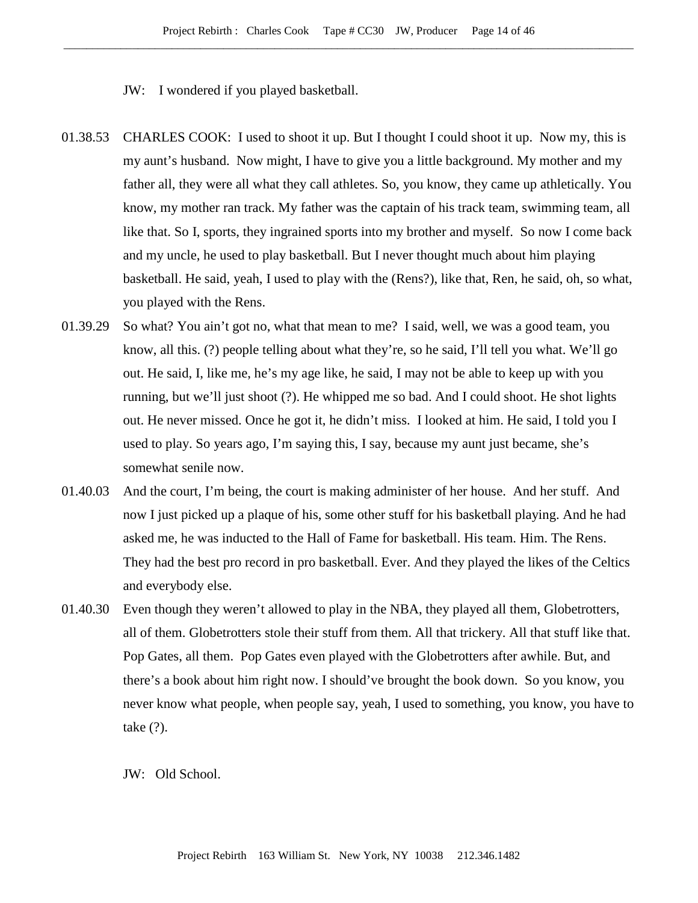JW: I wondered if you played basketball.

01.38.53 CHARLES COOK: I used to shoot it up. But I thought I could shoot it up. Now my, this is my aunt's husband. Now might, I have to give you a little background. My mother and my father all, they were all what they call athletes. So, you know, they came up athletically. You know, my mother ran track. My father was the captain of his track team, swimming team, all like that. So I, sports, they ingrained sports into my brother and myself. So now I come back and my uncle, he used to play basketball. But I never thought much about him playing basketball. He said, yeah, I used to play with the (Rens?), like that, Ren, he said, oh, so what, you played with the Rens.

01.39.29 So what? You ain't got no, what that mean to me? I said, well, we was a good team, you know, all this. (?) people telling about what they're, so he said, I'll tell you what. We'll go out. He said, I, like me, he's my age like, he said, I may not be able to keep up with you running, but we'll just shoot (?). He whipped me so bad. And I could shoot. He shot lights out. He never missed. Once he got it, he didn't miss. I looked at him. He said, I told you I used to play. So years ago, I'm saying this, I say, because my aunt just became, she's somewhat senile now.

01.40.03 And the court, I'm being, the court is making administer of her house. And her stuff. And now I just picked up a plaque of his, some other stuff for his basketball playing. And he had asked me, he was inducted to the Hall of Fame for basketball. His team. Him. The Rens. They had the best pro record in pro basketball. Ever. And they played the likes of the Celtics and everybody else.

01.40.30 Even though they weren't allowed to play in the NBA, they played all them, Globetrotters, all of them. Globetrotters stole their stuff from them. All that trickery. All that stuff like that. Pop Gates, all them. Pop Gates even played with the Globetrotters after awhile. But, and there's a book about him right now. I should've brought the book down. So you know, you never know what people, when people say, yeah, I used to something, you know, you have to take (?).

JW: Old School.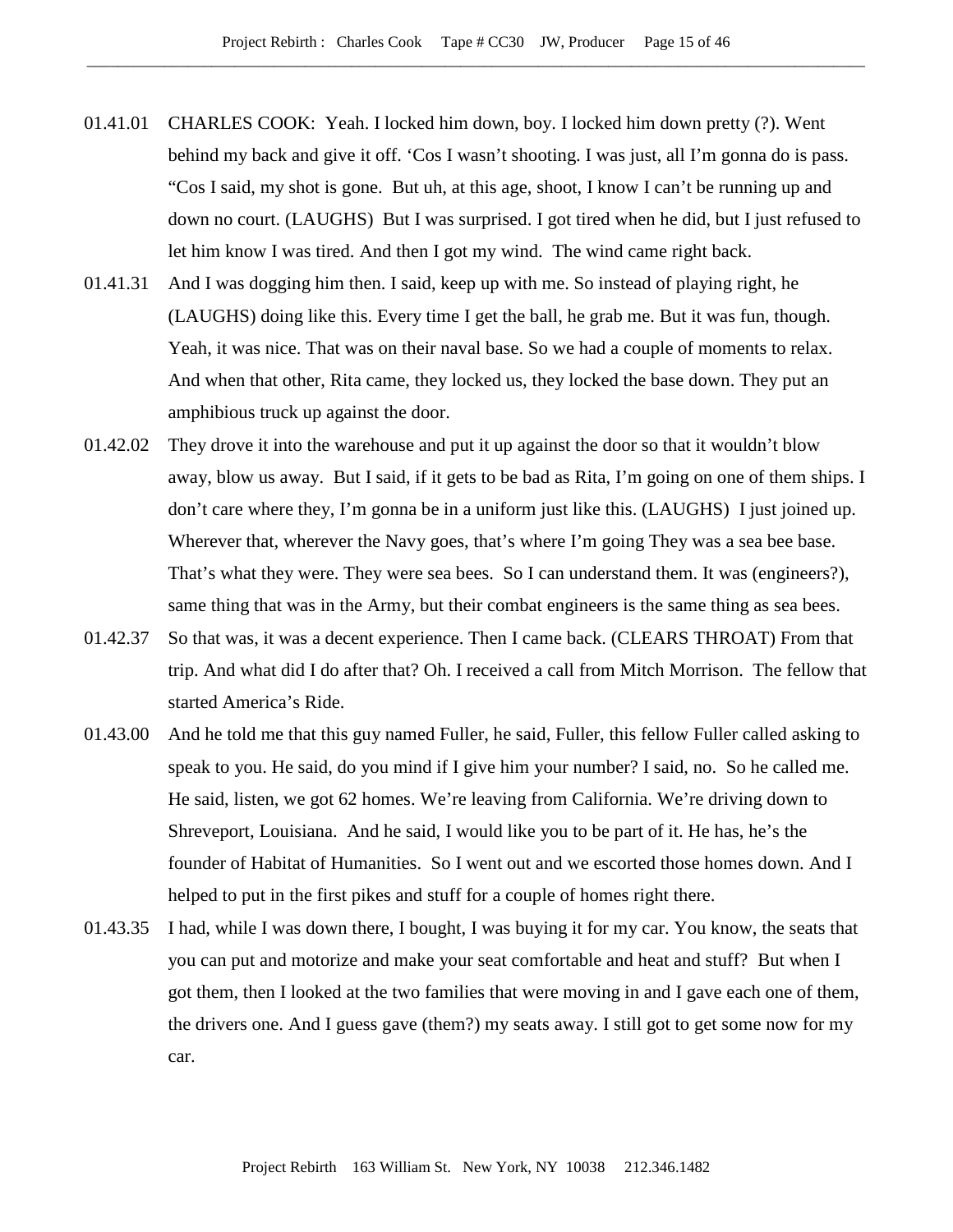01.41.01 CHARLES COOK: Yeah. I locked him down, boy. I locked him down pretty (?). Went behind my back and give it off. 'Cos I wasn't shooting. I was just, all I'm gonna do is pass. "Cos I said, my shot is gone. But uh, at this age, shoot, I know I can't be running up and down no court. (LAUGHS) But I was surprised. I got tired when he did, but I just refused to let him know I was tired. And then I got my wind. The wind came right back.

01.41.31 And I was dogging him then. I said, keep up with me. So instead of playing right, he (LAUGHS) doing like this. Every time I get the ball, he grab me. But it was fun, though. Yeah, it was nice. That was on their naval base. So we had a couple of moments to relax. And when that other, Rita came, they locked us, they locked the base down. They put an amphibious truck up against the door.

01.42.02 They drove it into the warehouse and put it up against the door so that it wouldn't blow away, blow us away. But I said, if it gets to be bad as Rita, I'm going on one of them ships. I don't care where they, I'm gonna be in a uniform just like this. (LAUGHS) I just joined up. Wherever that, wherever the Navy goes, that's where I'm going They was a sea bee base. That's what they were. They were sea bees. So I can understand them. It was (engineers?), same thing that was in the Army, but their combat engineers is the same thing as sea bees.

01.42.37 So that was, it was a decent experience. Then I came back. (CLEARS THROAT) From that trip. And what did I do after that? Oh. I received a call from Mitch Morrison. The fellow that started America's Ride.

01.43.00 And he told me that this guy named Fuller, he said, Fuller, this fellow Fuller called asking to speak to you. He said, do you mind if I give him your number? I said, no. So he called me. He said, listen, we got 62 homes. We're leaving from California. We're driving down to Shreveport, Louisiana. And he said, I would like you to be part of it. He has, he's the founder of Habitat of Humanities. So I went out and we escorted those homes down. And I helped to put in the first pikes and stuff for a couple of homes right there.

01.43.35 I had, while I was down there, I bought, I was buying it for my car. You know, the seats that you can put and motorize and make your seat comfortable and heat and stuff? But when I got them, then I looked at the two families that were moving in and I gave each one of them, the drivers one. And I guess gave (them?) my seats away. I still got to get some now for my car.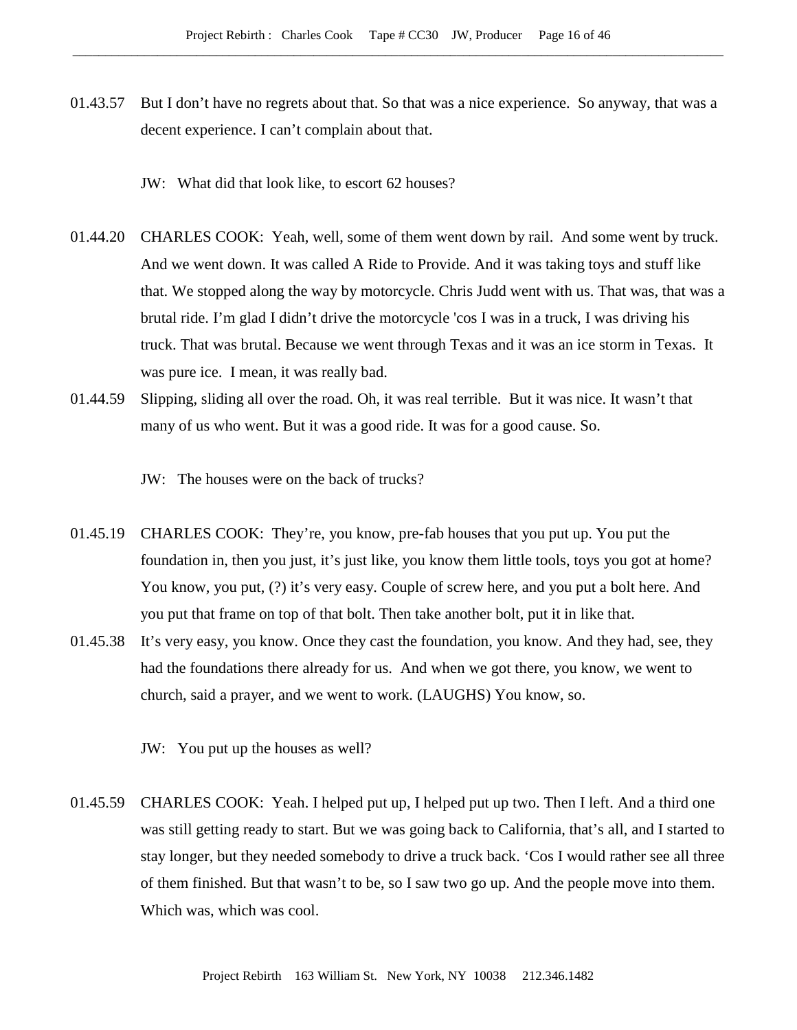01.43.57 But I don't have no regrets about that. So that was a nice experience. So anyway, that was a decent experience. I can't complain about that.

JW: What did that look like, to escort 62 houses?

01.44.20 CHARLES COOK: Yeah, well, some of them went down by rail. And some went by truck. And we went down. It was called A Ride to Provide. And it was taking toys and stuff like that. We stopped along the way by motorcycle. Chris Judd went with us. That was, that was a brutal ride. I'm glad I didn't drive the motorcycle 'cos I was in a truck, I was driving his truck. That was brutal. Because we went through Texas and it was an ice storm in Texas. It was pure ice. I mean, it was really bad.

01.44.59 Slipping, sliding all over the road. Oh, it was real terrible. But it was nice. It wasn't that many of us who went. But it was a good ride. It was for a good cause. So.

JW: The houses were on the back of trucks?

01.45.19 CHARLES COOK: They're, you know, pre-fab houses that you put up. You put the foundation in, then you just, it's just like, you know them little tools, toys you got at home? You know, you put, (?) it's very easy. Couple of screw here, and you put a bolt here. And you put that frame on top of that bolt. Then take another bolt, put it in like that.

01.45.38 It's very easy, you know. Once they cast the foundation, you know. And they had, see, they had the foundations there already for us. And when we got there, you know, we went to church, said a prayer, and we went to work. (LAUGHS) You know, so.

JW: You put up the houses as well?

01.45.59 CHARLES COOK: Yeah. I helped put up, I helped put up two. Then I left. And a third one was still getting ready to start. But we was going back to California, that's all, and I started to stay longer, but they needed somebody to drive a truck back. 'Cos I would rather see all three of them finished. But that wasn't to be, so I saw two go up. And the people move into them. Which was, which was cool.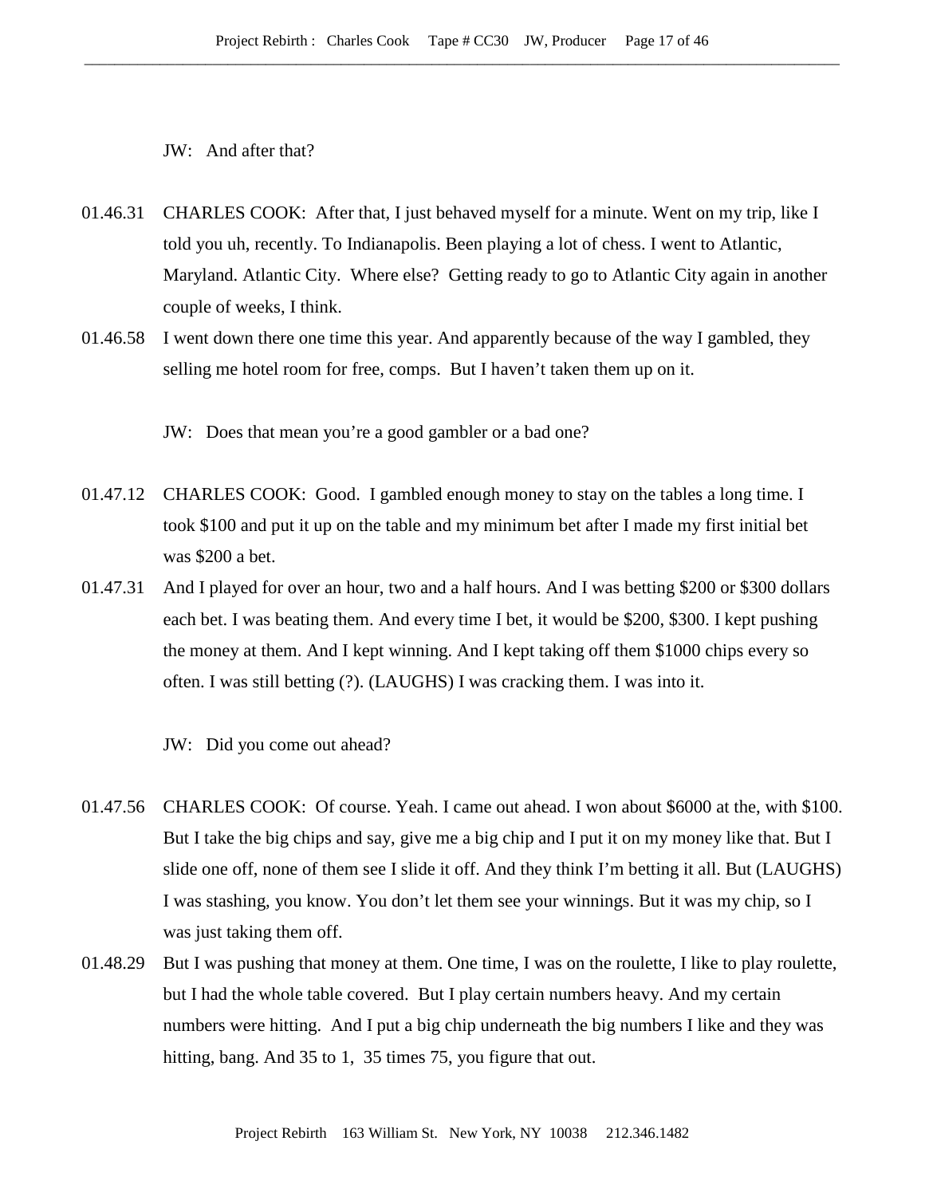JW: And after that?

01.46.31 CHARLES COOK: After that, I just behaved myself for a minute. Went on my trip, like I told you uh, recently. To Indianapolis. Been playing a lot of chess. I went to Atlantic, Maryland. Atlantic City. Where else? Getting ready to go to Atlantic City again in another couple of weeks, I think.

01.46.58 I went down there one time this year. And apparently because of the way I gambled, they selling me hotel room for free, comps. But I haven't taken them up on it.

JW: Does that mean you're a good gambler or a bad one?

01.47.12 CHARLES COOK: Good. I gambled enough money to stay on the tables a long time. I took $100 and put it up on the table and my minimum bet after I made my first initial bet was $200 a bet.

01.47.31 And I played for over an hour, two and a half hours. And I was betting $200 or $300 dollars each bet. I was beating them. And every time I bet, it would be $200, $300. I kept pushing the money at them. And I kept winning. And I kept taking off them $1000 chips every so often. I was still betting (?). (LAUGHS) I was cracking them. I was into it.

JW: Did you come out ahead?

01.47.56 CHARLES COOK: Of course. Yeah. I came out ahead. I won about $6000 at the, with $100. But I take the big chips and say, give me a big chip and I put it on my money like that. But I slide one off, none of them see I slide it off. And they think I'm betting it all. But (LAUGHS) I was stashing, you know. You don't let them see your winnings. But it was my chip, so I was just taking them off.

01.48.29 But I was pushing that money at them. One time, I was on the roulette, I like to play roulette, but I had the whole table covered. But I play certain numbers heavy. And my certain numbers were hitting. And I put a big chip underneath the big numbers I like and they was hitting, bang. And 35 to 1, 35 times 75, you figure that out.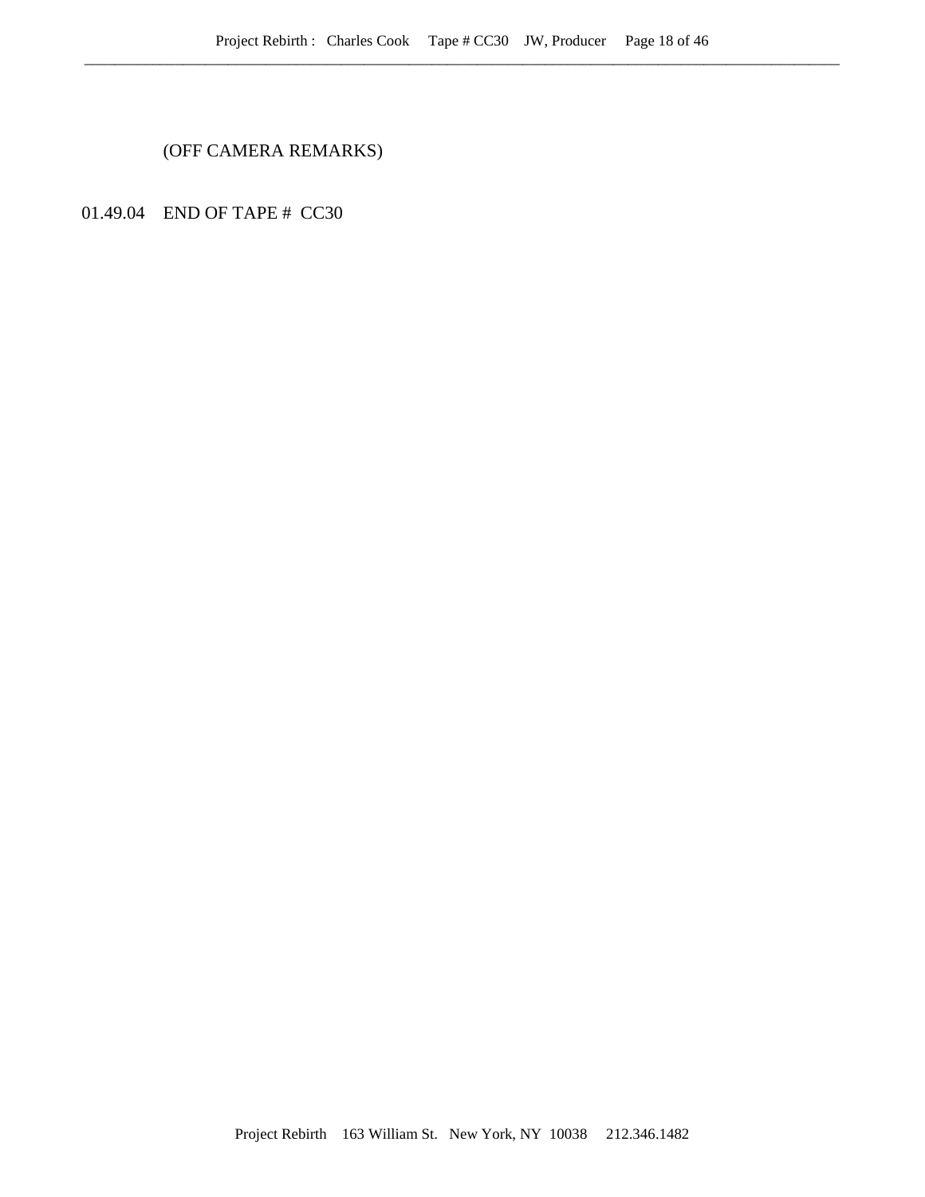(OFF CAMERA REMARKS)

01.49.04 END OF TAPE # CC30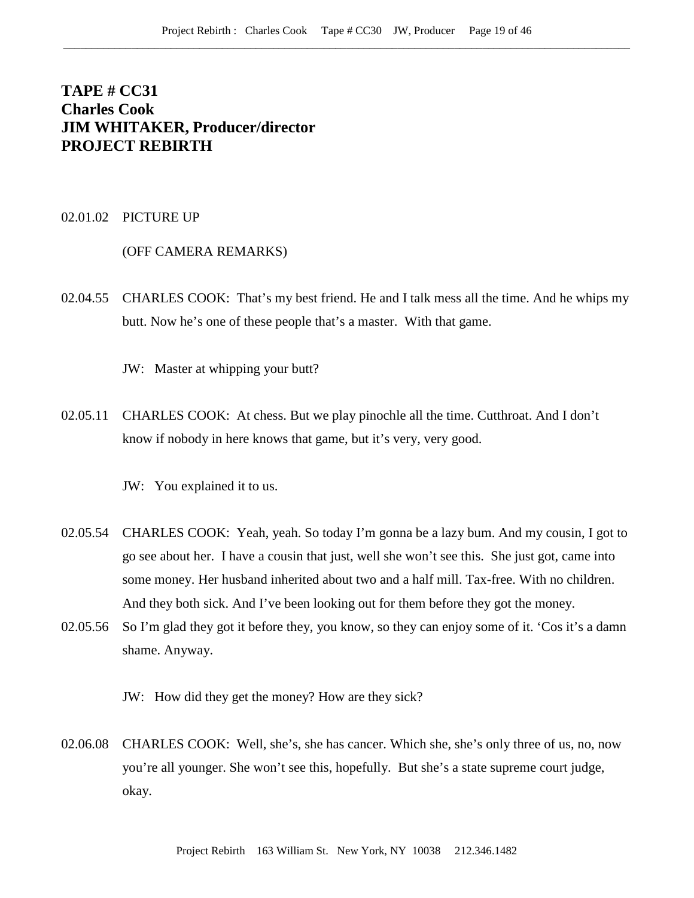**TAPE # CC31**
**Charles Cook**
**JIM WHITAKER, Producer/director**
**PROJECT REBIRTH**

02.01.02 PICTURE UP

(OFF CAMERA REMARKS)

02.04.55 CHARLES COOK: That's my best friend. He and I talk mess all the time. And he whips my butt. Now he's one of these people that's a master. With that game.

JW: Master at whipping your butt?

02.05.11 CHARLES COOK: At chess. But we play pinochle all the time. Cutthroat. And I don't know if nobody in here knows that game, but it's very, very good.

JW: You explained it to us.

02.05.54 CHARLES COOK: Yeah, yeah. So today I'm gonna be a lazy bum. And my cousin, I got to go see about her. I have a cousin that just, well she won't see this. She just got, came into some money. Her husband inherited about two and a half mill. Tax-free. With no children. And they both sick. And I've been looking out for them before they got the money.

02.05.56 So I'm glad they got it before they, you know, so they can enjoy some of it. 'Cos it's a damn shame. Anyway.

JW: How did they get the money? How are they sick?

02.06.08 CHARLES COOK: Well, she's, she has cancer. Which she, she's only three of us, no, now you're all younger. She won't see this, hopefully. But she's a state supreme court judge, okay.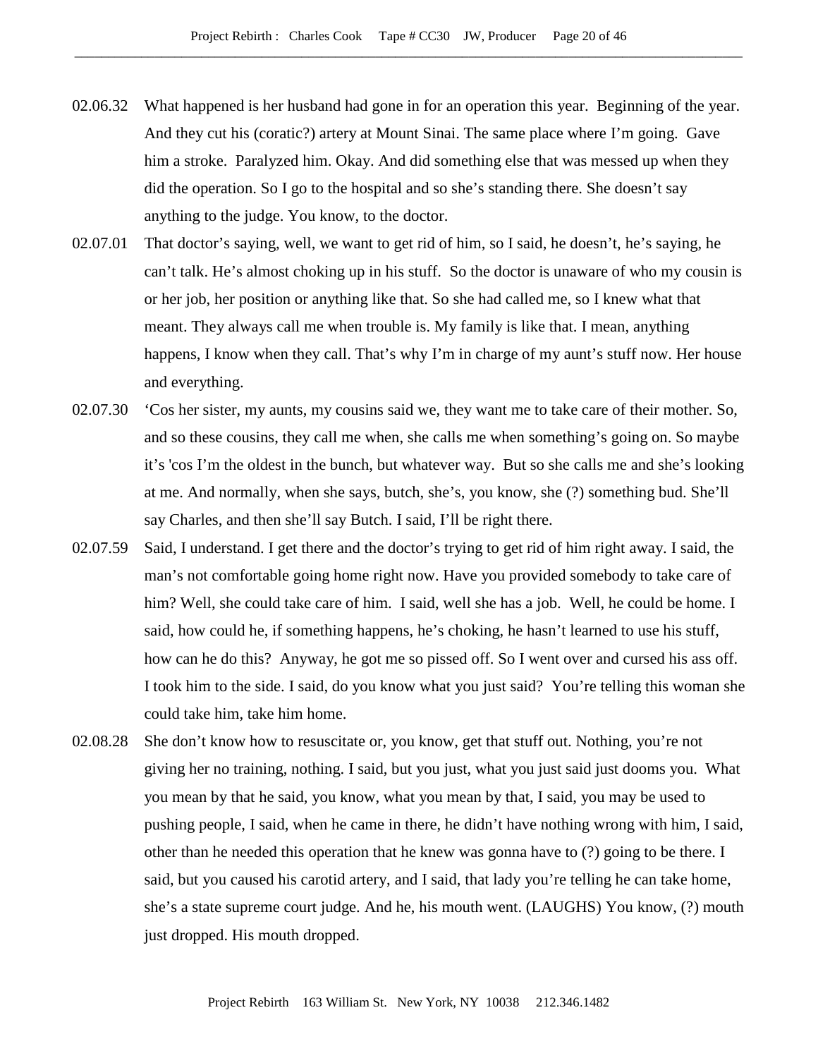02.06.32 What happened is her husband had gone in for an operation this year. Beginning of the year. And they cut his (coratic?) artery at Mount Sinai. The same place where I'm going. Gave him a stroke. Paralyzed him. Okay. And did something else that was messed up when they did the operation. So I go to the hospital and so she's standing there. She doesn't say anything to the judge. You know, to the doctor.

02.07.01 That doctor's saying, well, we want to get rid of him, so I said, he doesn't, he's saying, he can't talk. He's almost choking up in his stuff. So the doctor is unaware of who my cousin is or her job, her position or anything like that. So she had called me, so I knew what that meant. They always call me when trouble is. My family is like that. I mean, anything happens, I know when they call. That's why I'm in charge of my aunt's stuff now. Her house and everything.

02.07.30 'Cos her sister, my aunts, my cousins said we, they want me to take care of their mother. So, and so these cousins, they call me when, she calls me when something's going on. So maybe it's 'cos I'm the oldest in the bunch, but whatever way. But so she calls me and she's looking at me. And normally, when she says, butch, she's, you know, she (?) something bud. She'll say Charles, and then she'll say Butch. I said, I'll be right there.

02.07.59 Said, I understand. I get there and the doctor's trying to get rid of him right away. I said, the man's not comfortable going home right now. Have you provided somebody to take care of him? Well, she could take care of him. I said, well she has a job. Well, he could be home. I said, how could he, if something happens, he's choking, he hasn't learned to use his stuff, how can he do this? Anyway, he got me so pissed off. So I went over and cursed his ass off. I took him to the side. I said, do you know what you just said? You're telling this woman she could take him, take him home.

02.08.28 She don't know how to resuscitate or, you know, get that stuff out. Nothing, you're not giving her no training, nothing. I said, but you just, what you just said just dooms you. What you mean by that he said, you know, what you mean by that, I said, you may be used to pushing people, I said, when he came in there, he didn't have nothing wrong with him, I said, other than he needed this operation that he knew was gonna have to (?) going to be there. I said, but you caused his carotid artery, and I said, that lady you're telling he can take home, she's a state supreme court judge. And he, his mouth went. (LAUGHS) You know, (?) mouth just dropped. His mouth dropped.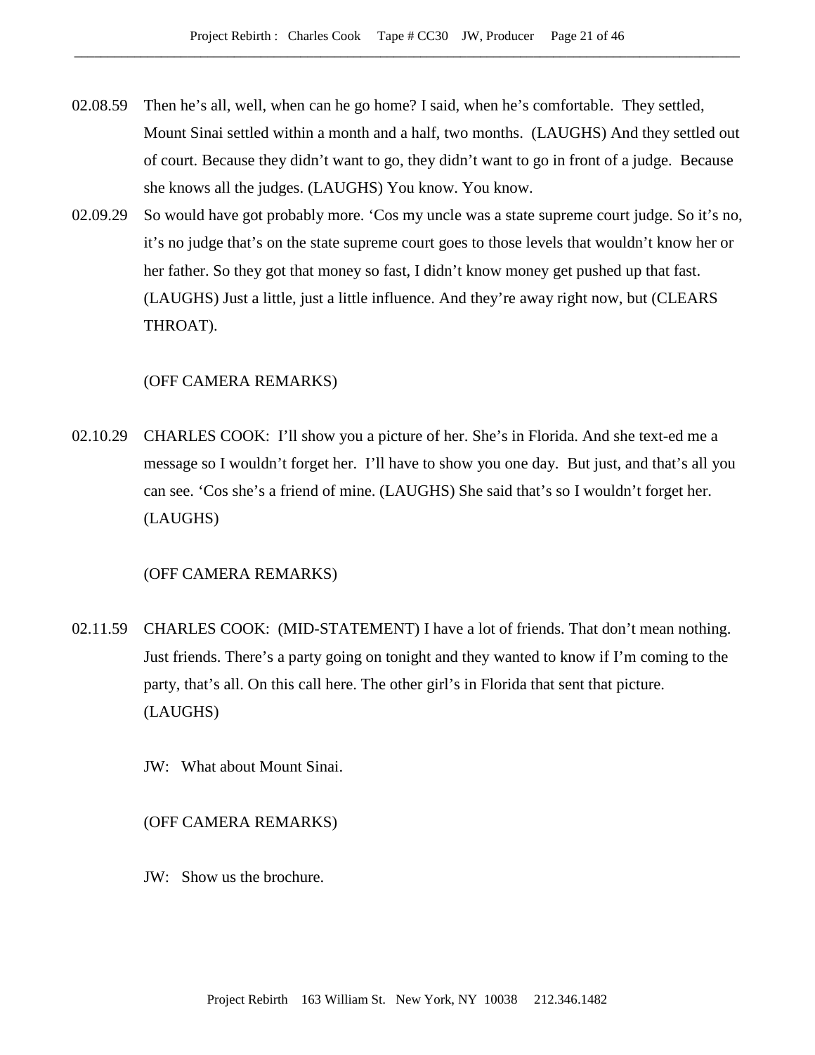02.08.59 Then he's all, well, when can he go home? I said, when he's comfortable. They settled, Mount Sinai settled within a month and a half, two months. (LAUGHS) And they settled out of court. Because they didn't want to go, they didn't want to go in front of a judge. Because she knows all the judges. (LAUGHS) You know. You know.

02.09.29 So would have got probably more. 'Cos my uncle was a state supreme court judge. So it's no, it's no judge that's on the state supreme court goes to those levels that wouldn't know her or her father. So they got that money so fast, I didn't know money get pushed up that fast. (LAUGHS) Just a little, just a little influence. And they're away right now, but (CLEARS THROAT).

(OFF CAMERA REMARKS)

02.10.29 CHARLES COOK: I'll show you a picture of her. She's in Florida. And she text-ed me a message so I wouldn't forget her. I'll have to show you one day. But just, and that's all you can see. 'Cos she's a friend of mine. (LAUGHS) She said that's so I wouldn't forget her. (LAUGHS)

(OFF CAMERA REMARKS)

02.11.59 CHARLES COOK: (MID-STATEMENT) I have a lot of friends. That don't mean nothing. Just friends. There's a party going on tonight and they wanted to know if I'm coming to the party, that's all. On this call here. The other girl's in Florida that sent that picture. (LAUGHS)

JW: What about Mount Sinai.

(OFF CAMERA REMARKS)

JW: Show us the brochure.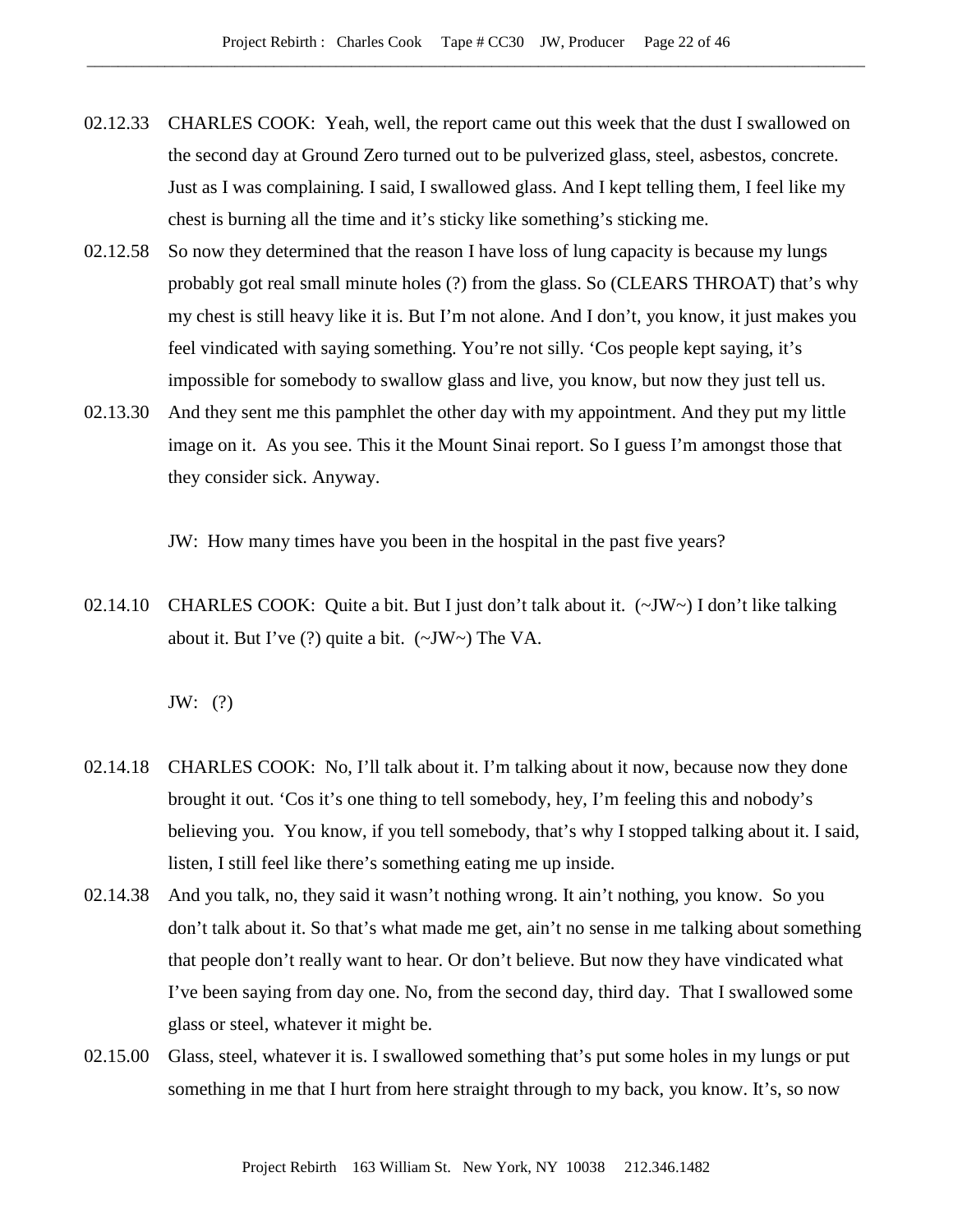02.12.33 CHARLES COOK: Yeah, well, the report came out this week that the dust I swallowed on the second day at Ground Zero turned out to be pulverized glass, steel, asbestos, concrete. Just as I was complaining. I said, I swallowed glass. And I kept telling them, I feel like my chest is burning all the time and it's sticky like something's sticking me.

02.12.58 So now they determined that the reason I have loss of lung capacity is because my lungs probably got real small minute holes (?) from the glass. So (CLEARS THROAT) that's why my chest is still heavy like it is. But I'm not alone. And I don't, you know, it just makes you feel vindicated with saying something. You're not silly. 'Cos people kept saying, it's impossible for somebody to swallow glass and live, you know, but now they just tell us.

02.13.30 And they sent me this pamphlet the other day with my appointment. And they put my little image on it. As you see. This it the Mount Sinai report. So I guess I'm amongst those that they consider sick. Anyway.

JW: How many times have you been in the hospital in the past five years?

02.14.10 CHARLES COOK: Quite a bit. But I just don't talk about it. (~JW~) I don't like talking about it. But I've (?) quite a bit. (~JW~) The VA.

JW: (?)

02.14.18 CHARLES COOK: No, I'll talk about it. I'm talking about it now, because now they done brought it out. 'Cos it's one thing to tell somebody, hey, I'm feeling this and nobody's believing you. You know, if you tell somebody, that's why I stopped talking about it. I said, listen, I still feel like there's something eating me up inside.

02.14.38 And you talk, no, they said it wasn't nothing wrong. It ain't nothing, you know. So you don't talk about it. So that's what made me get, ain't no sense in me talking about something that people don't really want to hear. Or don't believe. But now they have vindicated what I've been saying from day one. No, from the second day, third day. That I swallowed some glass or steel, whatever it might be.

02.15.00 Glass, steel, whatever it is. I swallowed something that's put some holes in my lungs or put something in me that I hurt from here straight through to my back, you know. It's, so now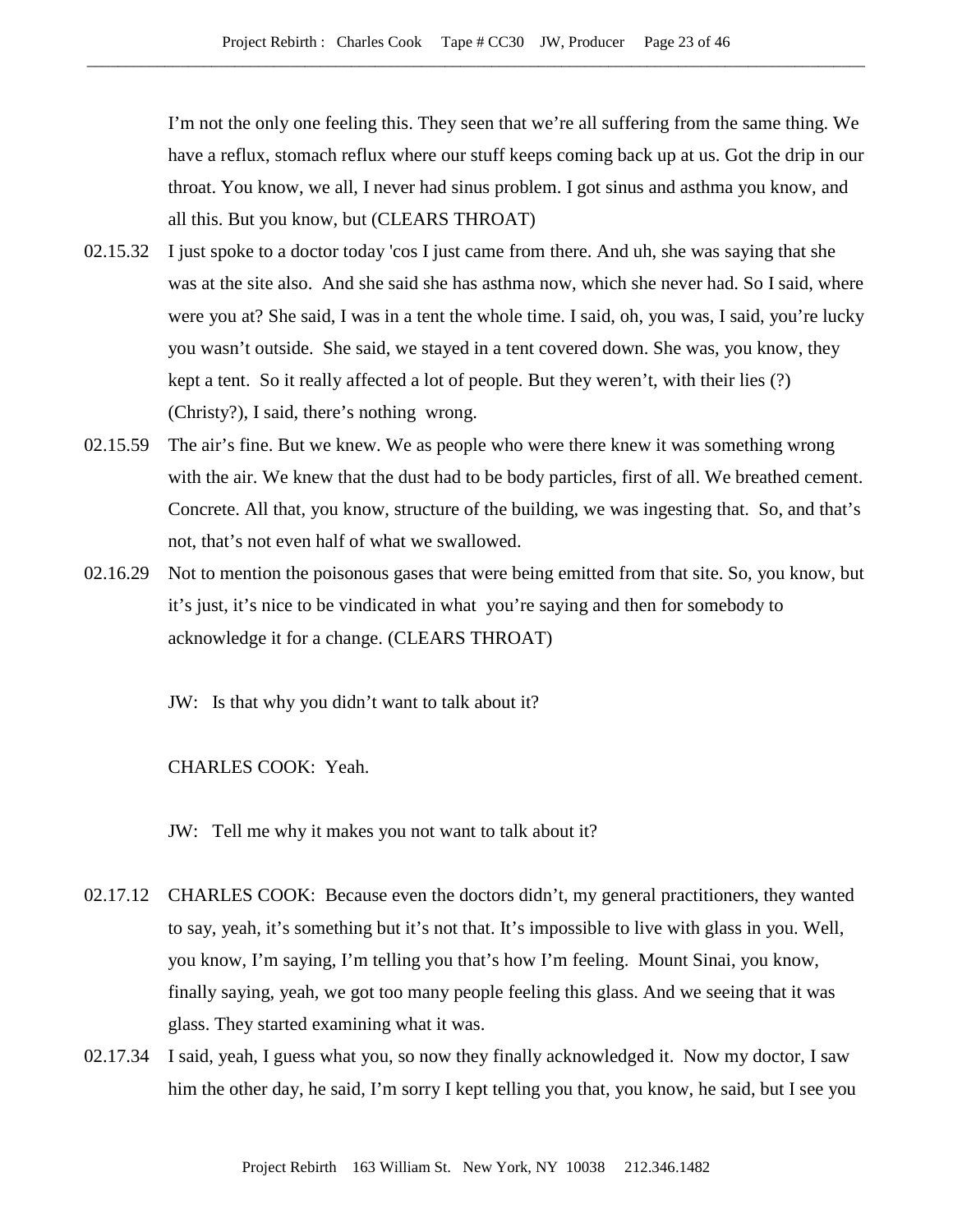I'm not the only one feeling this. They seen that we're all suffering from the same thing. We have a reflux, stomach reflux where our stuff keeps coming back up at us. Got the drip in our throat. You know, we all, I never had sinus problem. I got sinus and asthma you know, and all this. But you know, but (CLEARS THROAT)

02.15.32 I just spoke to a doctor today 'cos I just came from there. And uh, she was saying that she was at the site also. And she said she has asthma now, which she never had. So I said, where were you at? She said, I was in a tent the whole time. I said, oh, you was, I said, you're lucky you wasn't outside. She said, we stayed in a tent covered down. She was, you know, they kept a tent. So it really affected a lot of people. But they weren't, with their lies (?) (Christy?), I said, there's nothing wrong.

02.15.59 The air's fine. But we knew. We as people who were there knew it was something wrong with the air. We knew that the dust had to be body particles, first of all. We breathed cement. Concrete. All that, you know, structure of the building, we was ingesting that. So, and that's not, that's not even half of what we swallowed.

02.16.29 Not to mention the poisonous gases that were being emitted from that site. So, you know, but it's just, it's nice to be vindicated in what you're saying and then for somebody to acknowledge it for a change. (CLEARS THROAT)

JW: Is that why you didn't want to talk about it?

CHARLES COOK: Yeah.

JW: Tell me why it makes you not want to talk about it?

02.17.12 CHARLES COOK: Because even the doctors didn't, my general practitioners, they wanted to say, yeah, it's something but it's not that. It's impossible to live with glass in you. Well, you know, I'm saying, I'm telling you that's how I'm feeling. Mount Sinai, you know, finally saying, yeah, we got too many people feeling this glass. And we seeing that it was glass. They started examining what it was.

02.17.34 I said, yeah, I guess what you, so now they finally acknowledged it. Now my doctor, I saw him the other day, he said, I'm sorry I kept telling you that, you know, he said, but I see you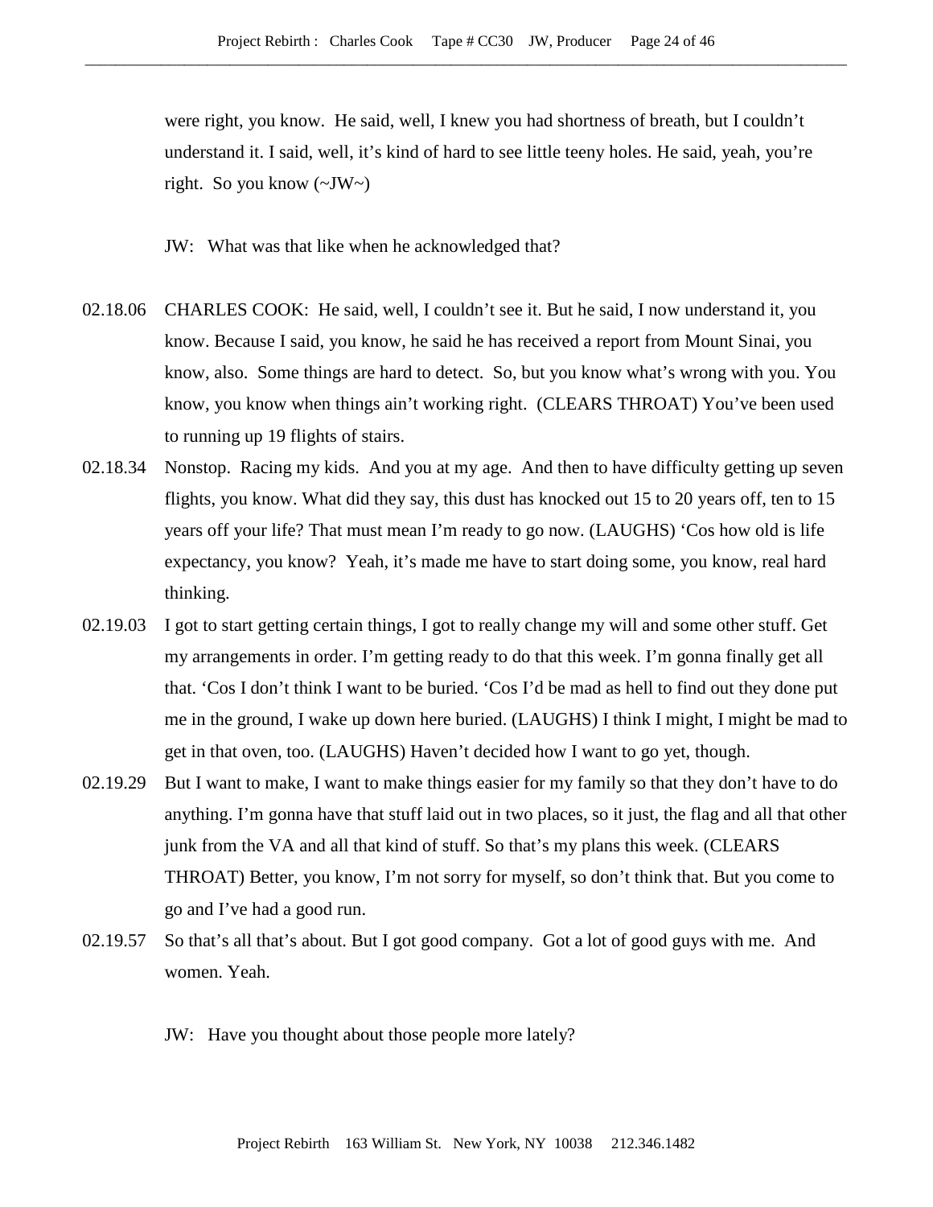were right, you know. He said, well, I knew you had shortness of breath, but I couldn't understand it. I said, well, it's kind of hard to see little teeny holes. He said, yeah, you're right. So you know (~JW~)

JW: What was that like when he acknowledged that?

02.18.06 CHARLES COOK: He said, well, I couldn't see it. But he said, I now understand it, you know. Because I said, you know, he said he has received a report from Mount Sinai, you know, also. Some things are hard to detect. So, but you know what's wrong with you. You know, you know when things ain't working right. (CLEARS THROAT) You've been used to running up 19 flights of stairs.

02.18.34 Nonstop. Racing my kids. And you at my age. And then to have difficulty getting up seven flights, you know. What did they say, this dust has knocked out 15 to 20 years off, ten to 15 years off your life? That must mean I'm ready to go now. (LAUGHS) 'Cos how old is life expectancy, you know? Yeah, it's made me have to start doing some, you know, real hard thinking.

02.19.03 I got to start getting certain things, I got to really change my will and some other stuff. Get my arrangements in order. I'm getting ready to do that this week. I'm gonna finally get all that. 'Cos I don't think I want to be buried. 'Cos I'd be mad as hell to find out they done put me in the ground, I wake up down here buried. (LAUGHS) I think I might, I might be mad to get in that oven, too. (LAUGHS) Haven't decided how I want to go yet, though.

02.19.29 But I want to make, I want to make things easier for my family so that they don't have to do anything. I'm gonna have that stuff laid out in two places, so it just, the flag and all that other junk from the VA and all that kind of stuff. So that's my plans this week. (CLEARS THROAT) Better, you know, I'm not sorry for myself, so don't think that. But you come to go and I've had a good run.

02.19.57 So that's all that's about. But I got good company. Got a lot of good guys with me. And women. Yeah.

JW: Have you thought about those people more lately?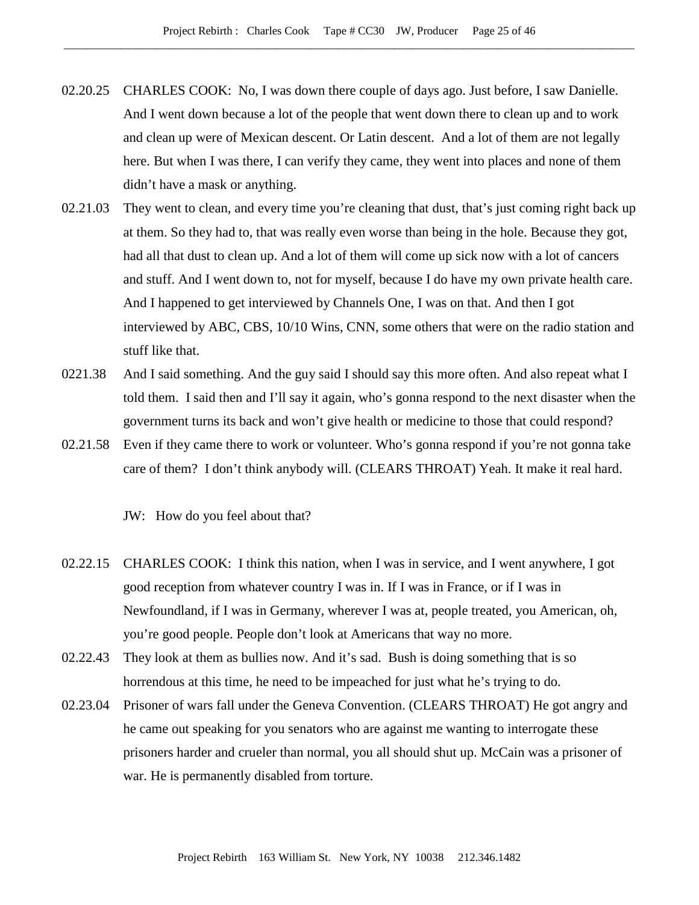02.20.25 CHARLES COOK: No, I was down there couple of days ago. Just before, I saw Danielle. And I went down because a lot of the people that went down there to clean up and to work and clean up were of Mexican descent. Or Latin descent. And a lot of them are not legally here. But when I was there, I can verify they came, they went into places and none of them didn't have a mask or anything.

02.21.03 They went to clean, and every time you're cleaning that dust, that's just coming right back up at them. So they had to, that was really even worse than being in the hole. Because they got, had all that dust to clean up. And a lot of them will come up sick now with a lot of cancers and stuff. And I went down to, not for myself, because I do have my own private health care. And I happened to get interviewed by Channels One, I was on that. And then I got interviewed by ABC, CBS, 10/10 Wins, CNN, some others that were on the radio station and stuff like that.

0221.38 And I said something. And the guy said I should say this more often. And also repeat what I told them. I said then and I'll say it again, who's gonna respond to the next disaster when the government turns its back and won't give health or medicine to those that could respond?

02.21.58 Even if they came there to work or volunteer. Who's gonna respond if you're not gonna take care of them? I don't think anybody will. (CLEARS THROAT) Yeah. It make it real hard.

JW: How do you feel about that?

02.22.15 CHARLES COOK: I think this nation, when I was in service, and I went anywhere, I got good reception from whatever country I was in. If I was in France, or if I was in Newfoundland, if I was in Germany, wherever I was at, people treated, you American, oh, you're good people. People don't look at Americans that way no more.

02.22.43 They look at them as bullies now. And it's sad. Bush is doing something that is so horrendous at this time, he need to be impeached for just what he's trying to do.

02.23.04 Prisoner of wars fall under the Geneva Convention. (CLEARS THROAT) He got angry and he came out speaking for you senators who are against me wanting to interrogate these prisoners harder and crueler than normal, you all should shut up. McCain was a prisoner of war. He is permanently disabled from torture.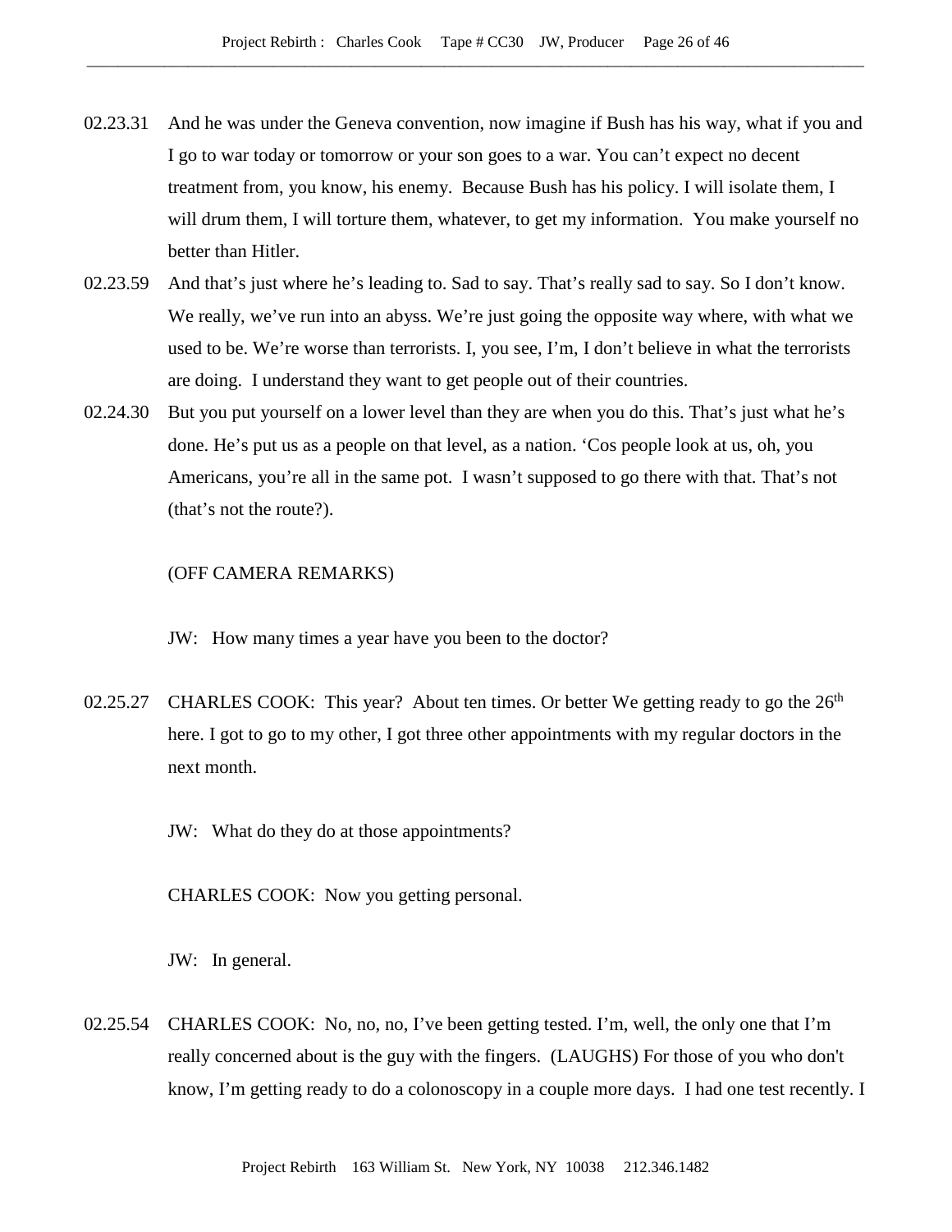02.23.31 And he was under the Geneva convention, now imagine if Bush has his way, what if you and I go to war today or tomorrow or your son goes to a war. You can't expect no decent treatment from, you know, his enemy. Because Bush has his policy. I will isolate them, I will drum them, I will torture them, whatever, to get my information. You make yourself no better than Hitler.

02.23.59 And that's just where he's leading to. Sad to say. That's really sad to say. So I don't know. We really, we've run into an abyss. We're just going the opposite way where, with what we used to be. We're worse than terrorists. I, you see, I'm, I don't believe in what the terrorists are doing. I understand they want to get people out of their countries.

02.24.30 But you put yourself on a lower level than they are when you do this. That's just what he's done. He's put us as a people on that level, as a nation. 'Cos people look at us, oh, you Americans, you're all in the same pot. I wasn't supposed to go there with that. That's not (that's not the route?).

(OFF CAMERA REMARKS)

JW: How many times a year have you been to the doctor?

02.25.27 CHARLES COOK: This year? About ten times. Or better We getting ready to go the 26th here. I got to go to my other, I got three other appointments with my regular doctors in the next month.

JW: What do they do at those appointments?

CHARLES COOK: Now you getting personal.

JW: In general.

02.25.54 CHARLES COOK: No, no, no, I've been getting tested. I'm, well, the only one that I'm really concerned about is the guy with the fingers. (LAUGHS) For those of you who don't know, I'm getting ready to do a colonoscopy in a couple more days. I had one test recently. I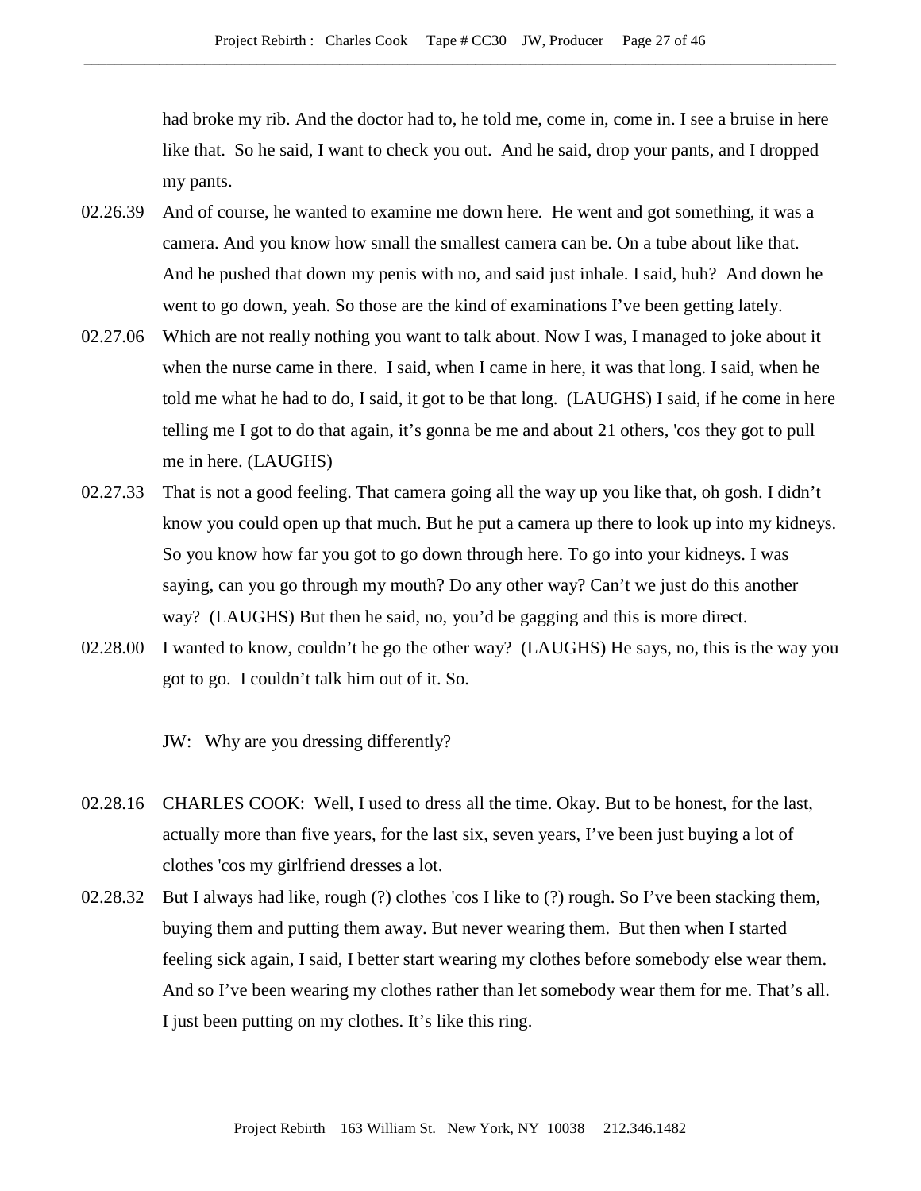had broke my rib. And the doctor had to, he told me, come in, come in. I see a bruise in here like that. So he said, I want to check you out. And he said, drop your pants, and I dropped my pants.

02.26.39 And of course, he wanted to examine me down here. He went and got something, it was a camera. And you know how small the smallest camera can be. On a tube about like that. And he pushed that down my penis with no, and said just inhale. I said, huh? And down he went to go down, yeah. So those are the kind of examinations I've been getting lately.

02.27.06 Which are not really nothing you want to talk about. Now I was, I managed to joke about it when the nurse came in there. I said, when I came in here, it was that long. I said, when he told me what he had to do, I said, it got to be that long. (LAUGHS) I said, if he come in here telling me I got to do that again, it's gonna be me and about 21 others, 'cos they got to pull me in here. (LAUGHS)

02.27.33 That is not a good feeling. That camera going all the way up you like that, oh gosh. I didn't know you could open up that much. But he put a camera up there to look up into my kidneys. So you know how far you got to go down through here. To go into your kidneys. I was saying, can you go through my mouth? Do any other way? Can't we just do this another way? (LAUGHS) But then he said, no, you'd be gagging and this is more direct.

02.28.00 I wanted to know, couldn't he go the other way? (LAUGHS) He says, no, this is the way you got to go. I couldn't talk him out of it. So.

JW: Why are you dressing differently?

02.28.16 CHARLES COOK: Well, I used to dress all the time. Okay. But to be honest, for the last, actually more than five years, for the last six, seven years, I've been just buying a lot of clothes 'cos my girlfriend dresses a lot.

02.28.32 But I always had like, rough (?) clothes 'cos I like to (?) rough. So I've been stacking them, buying them and putting them away. But never wearing them. But then when I started feeling sick again, I said, I better start wearing my clothes before somebody else wear them. And so I've been wearing my clothes rather than let somebody wear them for me. That's all. I just been putting on my clothes. It's like this ring.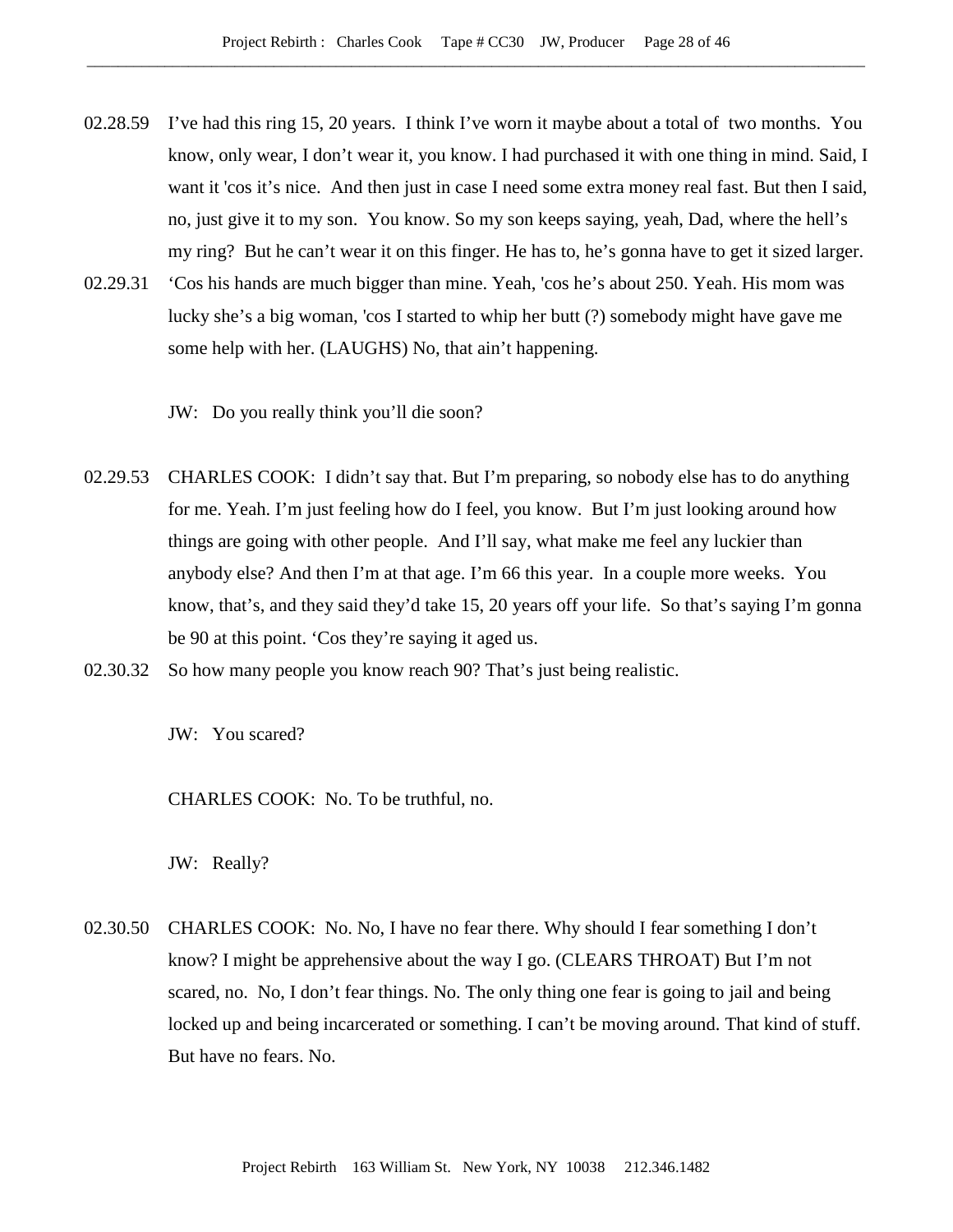02.28.59 I've had this ring 15, 20 years. I think I've worn it maybe about a total of two months. You know, only wear, I don't wear it, you know. I had purchased it with one thing in mind. Said, I want it 'cos it's nice. And then just in case I need some extra money real fast. But then I said, no, just give it to my son. You know. So my son keeps saying, yeah, Dad, where the hell's my ring? But he can't wear it on this finger. He has to, he's gonna have to get it sized larger.

02.29.31 'Cos his hands are much bigger than mine. Yeah, 'cos he's about 250. Yeah. His mom was lucky she's a big woman, 'cos I started to whip her butt (?) somebody might have gave me some help with her. (LAUGHS) No, that ain't happening.

JW: Do you really think you'll die soon?

02.29.53 CHARLES COOK: I didn't say that. But I'm preparing, so nobody else has to do anything for me. Yeah. I'm just feeling how do I feel, you know. But I'm just looking around how things are going with other people. And I'll say, what make me feel any luckier than anybody else? And then I'm at that age. I'm 66 this year. In a couple more weeks. You know, that's, and they said they'd take 15, 20 years off your life. So that's saying I'm gonna be 90 at this point. 'Cos they're saying it aged us.

02.30.32 So how many people you know reach 90? That's just being realistic.

JW: You scared?

CHARLES COOK: No. To be truthful, no.

JW: Really?

02.30.50 CHARLES COOK: No. No, I have no fear there. Why should I fear something I don't know? I might be apprehensive about the way I go. (CLEARS THROAT) But I'm not scared, no. No, I don't fear things. No. The only thing one fear is going to jail and being locked up and being incarcerated or something. I can't be moving around. That kind of stuff. But have no fears. No.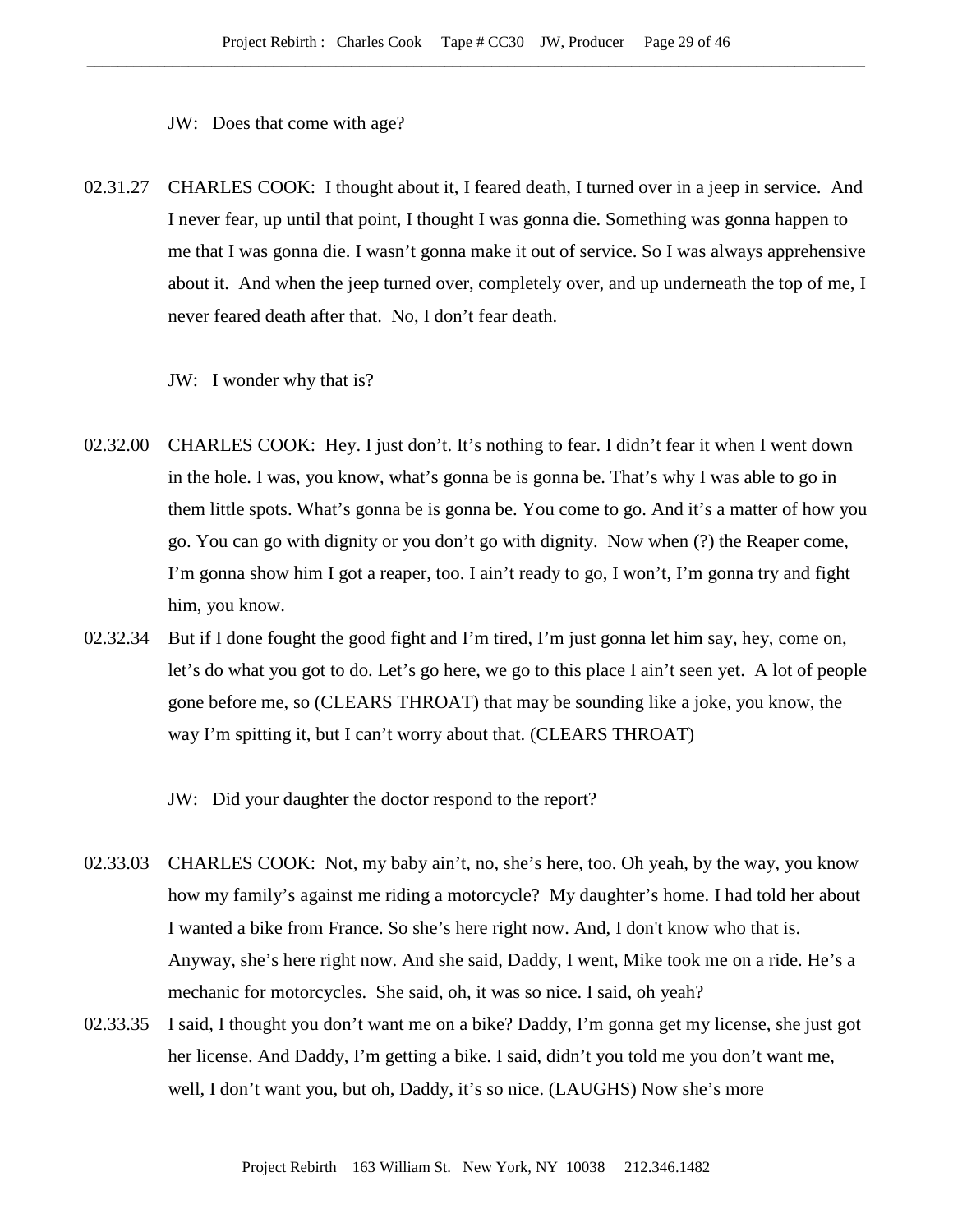JW: Does that come with age?

02.31.27 CHARLES COOK: I thought about it, I feared death, I turned over in a jeep in service. And I never fear, up until that point, I thought I was gonna die. Something was gonna happen to me that I was gonna die. I wasn't gonna make it out of service. So I was always apprehensive about it. And when the jeep turned over, completely over, and up underneath the top of me, I never feared death after that. No, I don't fear death.

JW: I wonder why that is?

02.32.00 CHARLES COOK: Hey. I just don't. It's nothing to fear. I didn't fear it when I went down in the hole. I was, you know, what's gonna be is gonna be. That's why I was able to go in them little spots. What's gonna be is gonna be. You come to go. And it's a matter of how you go. You can go with dignity or you don't go with dignity. Now when (?) the Reaper come, I'm gonna show him I got a reaper, too. I ain't ready to go, I won't, I'm gonna try and fight him, you know.

02.32.34 But if I done fought the good fight and I'm tired, I'm just gonna let him say, hey, come on, let's do what you got to do. Let's go here, we go to this place I ain't seen yet. A lot of people gone before me, so (CLEARS THROAT) that may be sounding like a joke, you know, the way I'm spitting it, but I can't worry about that. (CLEARS THROAT)

JW: Did your daughter the doctor respond to the report?

02.33.03 CHARLES COOK: Not, my baby ain't, no, she's here, too. Oh yeah, by the way, you know how my family's against me riding a motorcycle? My daughter's home. I had told her about I wanted a bike from France. So she's here right now. And, I don't know who that is. Anyway, she's here right now. And she said, Daddy, I went, Mike took me on a ride. He's a mechanic for motorcycles. She said, oh, it was so nice. I said, oh yeah?

02.33.35 I said, I thought you don't want me on a bike? Daddy, I'm gonna get my license, she just got her license. And Daddy, I'm getting a bike. I said, didn't you told me you don't want me, well, I don't want you, but oh, Daddy, it's so nice. (LAUGHS) Now she's more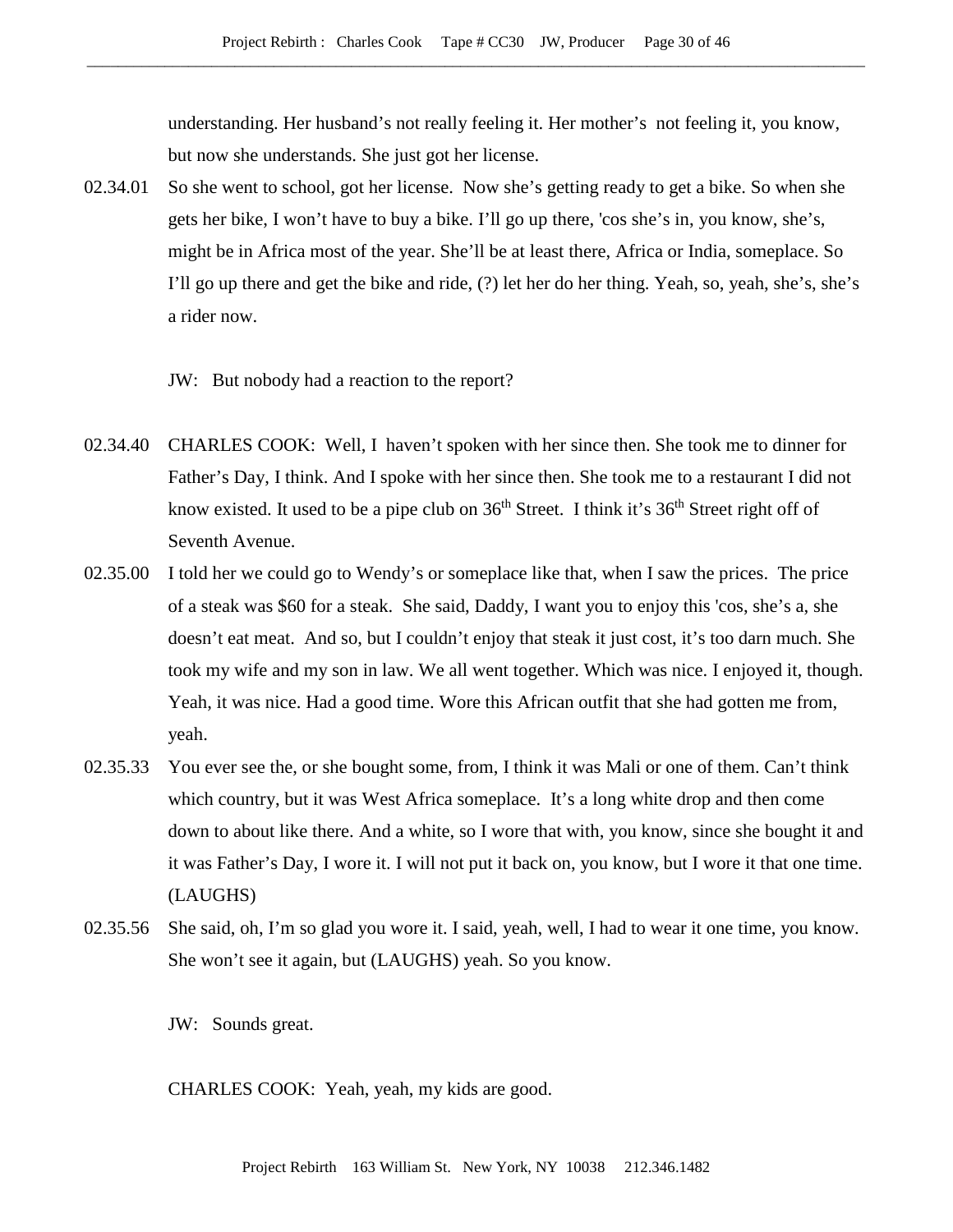understanding. Her husband's not really feeling it. Her mother's not feeling it, you know, but now she understands. She just got her license.

02.34.01 So she went to school, got her license. Now she's getting ready to get a bike. So when she gets her bike, I won't have to buy a bike. I'll go up there, 'cos she's in, you know, she's, might be in Africa most of the year. She'll be at least there, Africa or India, someplace. So I'll go up there and get the bike and ride, (?) let her do her thing. Yeah, so, yeah, she's, she's a rider now.

JW: But nobody had a reaction to the report?

02.34.40 CHARLES COOK: Well, I haven't spoken with her since then. She took me to dinner for Father's Day, I think. And I spoke with her since then. She took me to a restaurant I did not know existed. It used to be a pipe club on 36th Street. I think it's 36th Street right off of Seventh Avenue.

02.35.00 I told her we could go to Wendy's or someplace like that, when I saw the prices. The price of a steak was $60 for a steak. She said, Daddy, I want you to enjoy this 'cos, she's a, she doesn't eat meat. And so, but I couldn't enjoy that steak it just cost, it's too darn much. She took my wife and my son in law. We all went together. Which was nice. I enjoyed it, though. Yeah, it was nice. Had a good time. Wore this African outfit that she had gotten me from, yeah.

02.35.33 You ever see the, or she bought some, from, I think it was Mali or one of them. Can't think which country, but it was West Africa someplace. It's a long white drop and then come down to about like there. And a white, so I wore that with, you know, since she bought it and it was Father's Day, I wore it. I will not put it back on, you know, but I wore it that one time. (LAUGHS)

02.35.56 She said, oh, I'm so glad you wore it. I said, yeah, well, I had to wear it one time, you know. She won't see it again, but (LAUGHS) yeah. So you know.

JW: Sounds great.

CHARLES COOK: Yeah, yeah, my kids are good.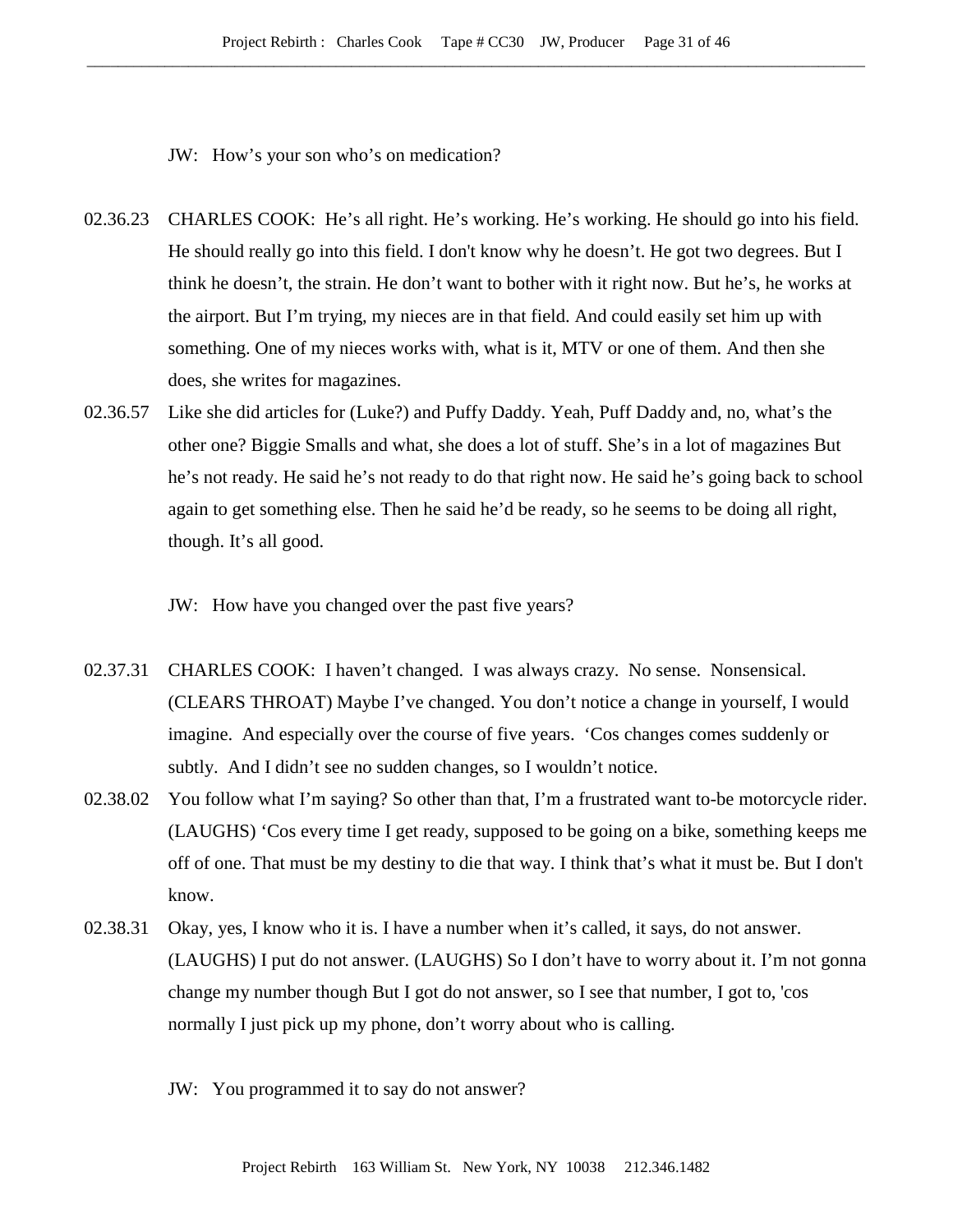JW: How's your son who's on medication?

02.36.23 CHARLES COOK: He's all right. He's working. He's working. He should go into his field. He should really go into this field. I don't know why he doesn't. He got two degrees. But I think he doesn't, the strain. He don't want to bother with it right now. But he's, he works at the airport. But I'm trying, my nieces are in that field. And could easily set him up with something. One of my nieces works with, what is it, MTV or one of them. And then she does, she writes for magazines.

02.36.57 Like she did articles for (Luke?) and Puffy Daddy. Yeah, Puff Daddy and, no, what's the other one? Biggie Smalls and what, she does a lot of stuff. She's in a lot of magazines But he's not ready. He said he's not ready to do that right now. He said he's going back to school again to get something else. Then he said he'd be ready, so he seems to be doing all right, though. It's all good.

JW: How have you changed over the past five years?

02.37.31 CHARLES COOK: I haven't changed. I was always crazy. No sense. Nonsensical. (CLEARS THROAT) Maybe I've changed. You don't notice a change in yourself, I would imagine. And especially over the course of five years. 'Cos changes comes suddenly or subtly. And I didn't see no sudden changes, so I wouldn't notice.

02.38.02 You follow what I'm saying? So other than that, I'm a frustrated want to-be motorcycle rider. (LAUGHS) 'Cos every time I get ready, supposed to be going on a bike, something keeps me off of one. That must be my destiny to die that way. I think that's what it must be. But I don't know.

02.38.31 Okay, yes, I know who it is. I have a number when it's called, it says, do not answer. (LAUGHS) I put do not answer. (LAUGHS) So I don't have to worry about it. I'm not gonna change my number though But I got do not answer, so I see that number, I got to, 'cos normally I just pick up my phone, don't worry about who is calling.

JW: You programmed it to say do not answer?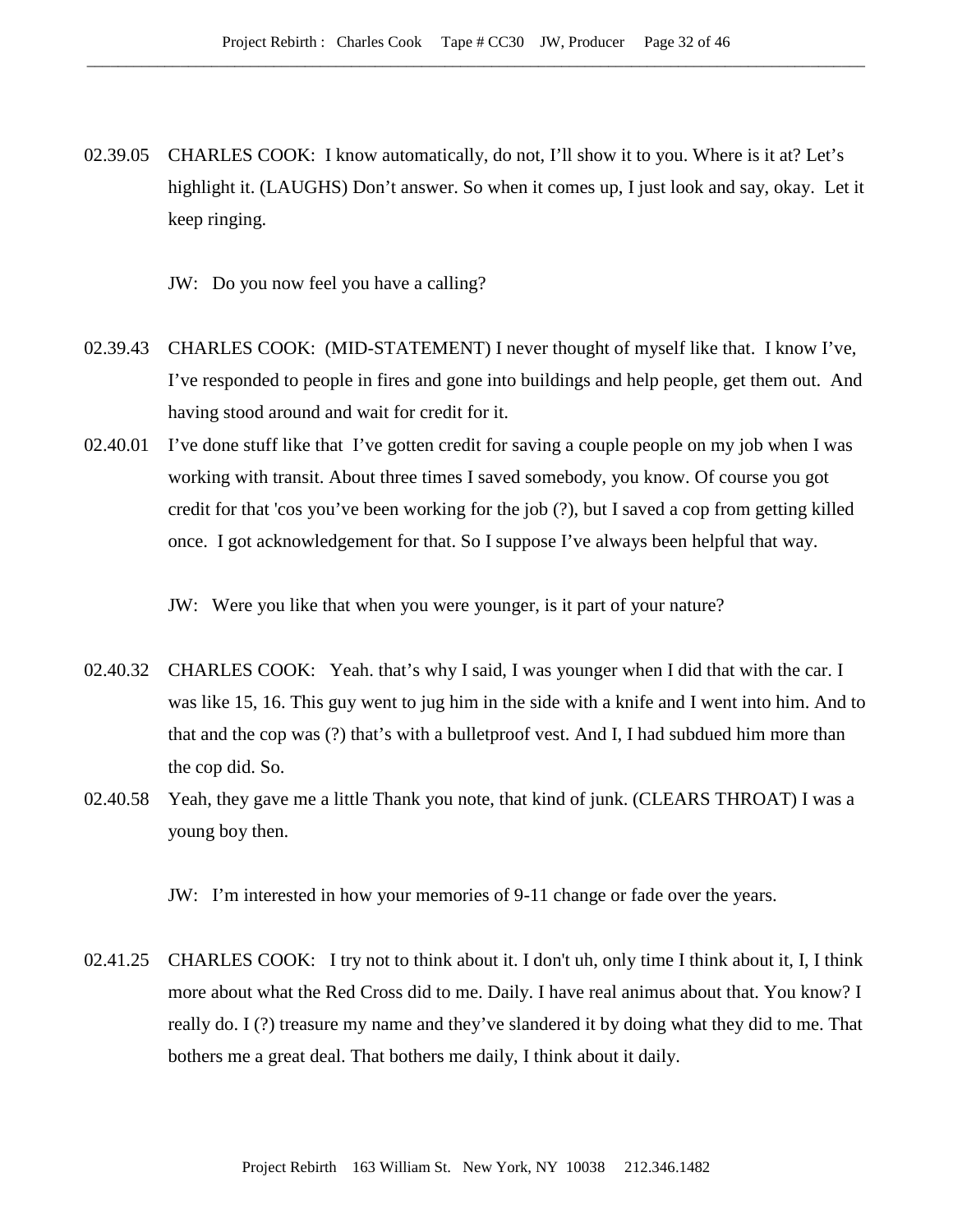02.39.05 CHARLES COOK: I know automatically, do not, I'll show it to you. Where is it at? Let's highlight it. (LAUGHS) Don't answer. So when it comes up, I just look and say, okay. Let it keep ringing.

JW: Do you now feel you have a calling?

02.39.43 CHARLES COOK: (MID-STATEMENT) I never thought of myself like that. I know I've, I've responded to people in fires and gone into buildings and help people, get them out. And having stood around and wait for credit for it.

02.40.01 I've done stuff like that I've gotten credit for saving a couple people on my job when I was working with transit. About three times I saved somebody, you know. Of course you got credit for that 'cos you've been working for the job (?), but I saved a cop from getting killed once. I got acknowledgement for that. So I suppose I've always been helpful that way.

JW: Were you like that when you were younger, is it part of your nature?

02.40.32 CHARLES COOK: Yeah. that's why I said, I was younger when I did that with the car. I was like 15, 16. This guy went to jug him in the side with a knife and I went into him. And to that and the cop was (?) that's with a bulletproof vest. And I, I had subdued him more than the cop did. So.

02.40.58 Yeah, they gave me a little Thank you note, that kind of junk. (CLEARS THROAT) I was a young boy then.

JW: I'm interested in how your memories of 9-11 change or fade over the years.

02.41.25 CHARLES COOK: I try not to think about it. I don't uh, only time I think about it, I, I think more about what the Red Cross did to me. Daily. I have real animus about that. You know? I really do. I (?) treasure my name and they've slandered it by doing what they did to me. That bothers me a great deal. That bothers me daily, I think about it daily.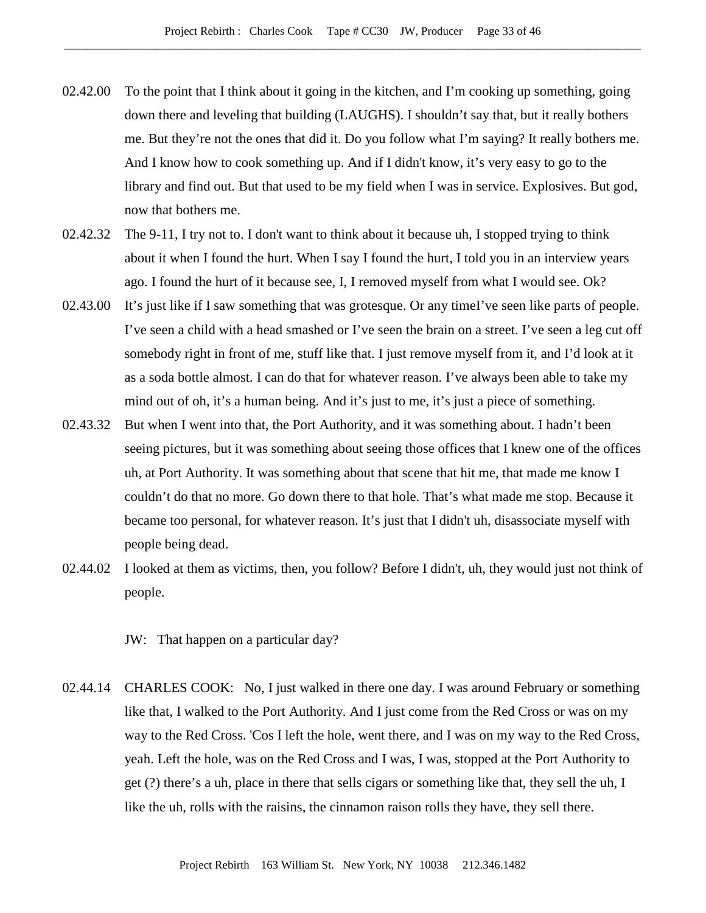02.42.00 To the point that I think about it going in the kitchen, and I'm cooking up something, going down there and leveling that building (LAUGHS). I shouldn't say that, but it really bothers me. But they're not the ones that did it. Do you follow what I'm saying? It really bothers me. And I know how to cook something up. And if I didn't know, it's very easy to go to the library and find out. But that used to be my field when I was in service. Explosives. But god, now that bothers me.

02.42.32 The 9-11, I try not to. I don't want to think about it because uh, I stopped trying to think about it when I found the hurt. When I say I found the hurt, I told you in an interview years ago. I found the hurt of it because see, I, I removed myself from what I would see. Ok?

02.43.00 It's just like if I saw something that was grotesque. Or any timeI've seen like parts of people. I've seen a child with a head smashed or I've seen the brain on a street. I've seen a leg cut off somebody right in front of me, stuff like that. I just remove myself from it, and I'd look at it as a soda bottle almost. I can do that for whatever reason. I've always been able to take my mind out of oh, it's a human being. And it's just to me, it's just a piece of something.

02.43.32 But when I went into that, the Port Authority, and it was something about. I hadn't been seeing pictures, but it was something about seeing those offices that I knew one of the offices uh, at Port Authority. It was something about that scene that hit me, that made me know I couldn't do that no more. Go down there to that hole. That's what made me stop. Because it became too personal, for whatever reason. It's just that I didn't uh, disassociate myself with people being dead.

02.44.02 I looked at them as victims, then, you follow? Before I didn't, uh, they would just not think of people.

JW: That happen on a particular day?

02.44.14 CHARLES COOK: No, I just walked in there one day. I was around February or something like that, I walked to the Port Authority. And I just come from the Red Cross or was on my way to the Red Cross. 'Cos I left the hole, went there, and I was on my way to the Red Cross, yeah. Left the hole, was on the Red Cross and I was, I was, stopped at the Port Authority to get (?) there's a uh, place in there that sells cigars or something like that, they sell the uh, I like the uh, rolls with the raisins, the cinnamon raison rolls they have, they sell there.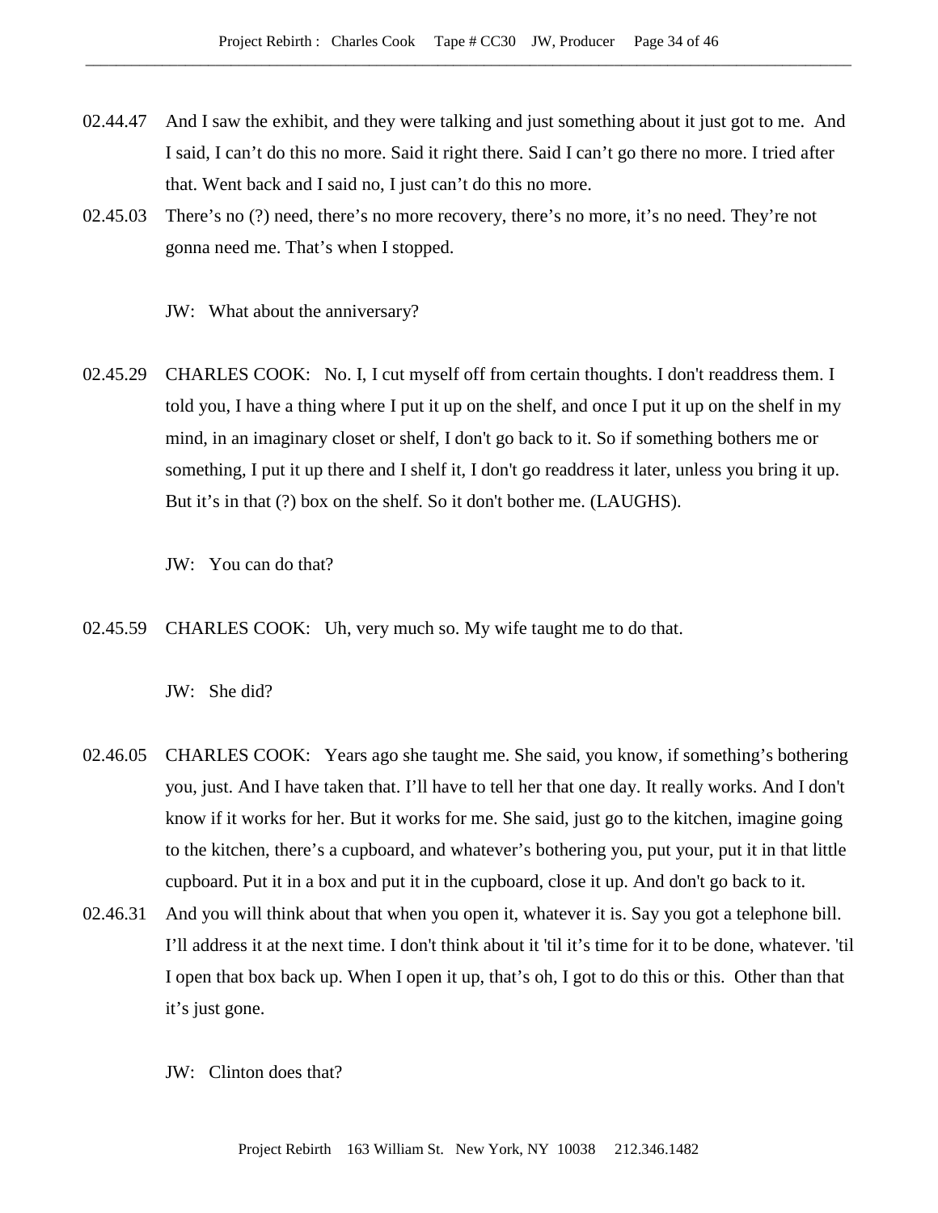02.44.47 And I saw the exhibit, and they were talking and just something about it just got to me. And I said, I can't do this no more. Said it right there. Said I can't go there no more. I tried after that. Went back and I said no, I just can't do this no more.

02.45.03 There's no (?) need, there's no more recovery, there's no more, it's no need. They're not gonna need me. That's when I stopped.

JW: What about the anniversary?

02.45.29 CHARLES COOK: No. I, I cut myself off from certain thoughts. I don't readdress them. I told you, I have a thing where I put it up on the shelf, and once I put it up on the shelf in my mind, in an imaginary closet or shelf, I don't go back to it. So if something bothers me or something, I put it up there and I shelf it, I don't go readdress it later, unless you bring it up. But it's in that (?) box on the shelf. So it don't bother me. (LAUGHS).

JW: You can do that?

02.45.59 CHARLES COOK: Uh, very much so. My wife taught me to do that.

JW: She did?

02.46.05 CHARLES COOK: Years ago she taught me. She said, you know, if something's bothering you, just. And I have taken that. I'll have to tell her that one day. It really works. And I don't know if it works for her. But it works for me. She said, just go to the kitchen, imagine going to the kitchen, there's a cupboard, and whatever's bothering you, put your, put it in that little cupboard. Put it in a box and put it in the cupboard, close it up. And don't go back to it.

02.46.31 And you will think about that when you open it, whatever it is. Say you got a telephone bill. I'll address it at the next time. I don't think about it 'til it's time for it to be done, whatever. 'til I open that box back up. When I open it up, that's oh, I got to do this or this. Other than that it's just gone.

JW: Clinton does that?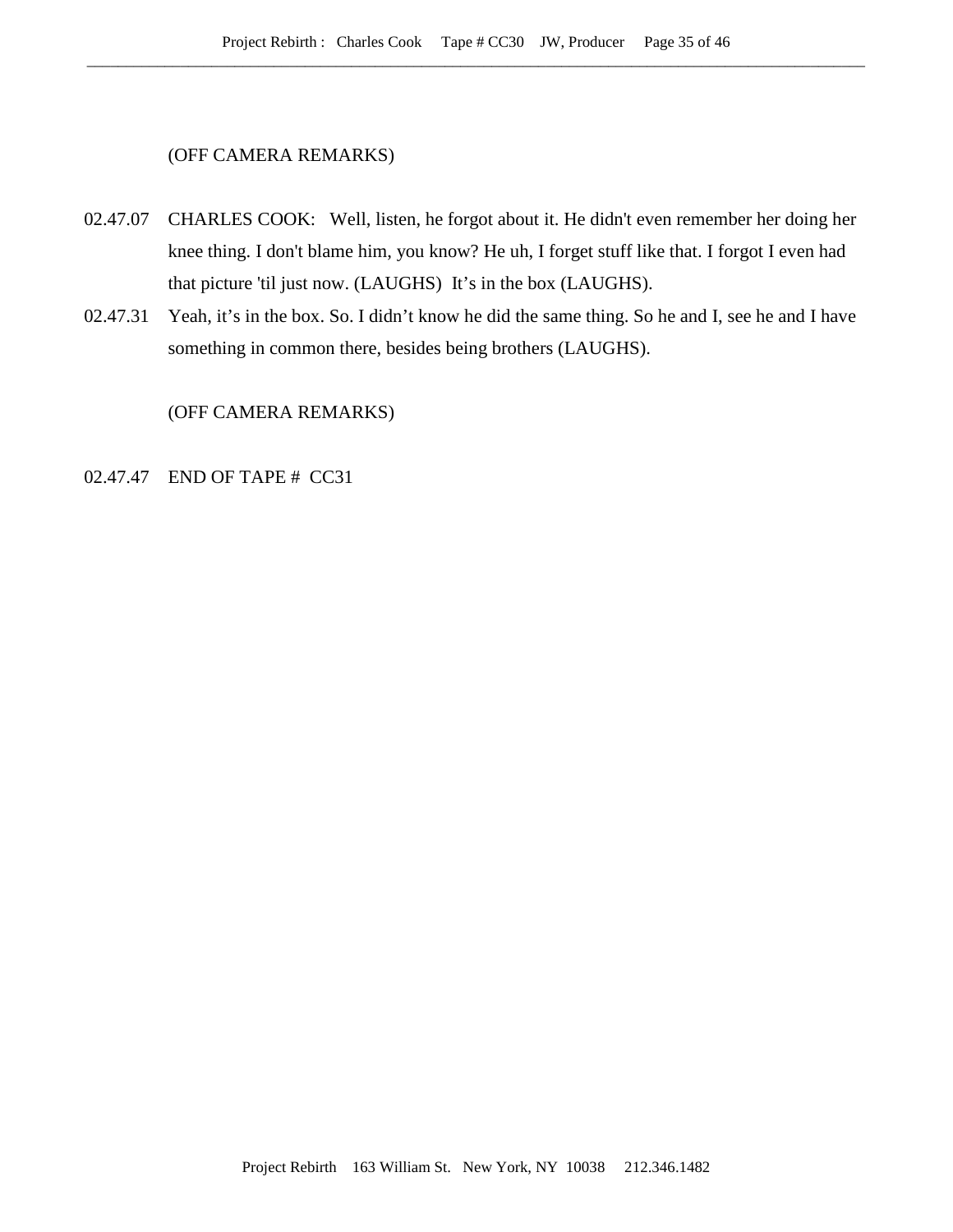(OFF CAMERA REMARKS)

02.47.07 CHARLES COOK: Well, listen, he forgot about it. He didn't even remember her doing her knee thing. I don't blame him, you know? He uh, I forget stuff like that. I forgot I even had that picture 'til just now. (LAUGHS) It's in the box (LAUGHS).

02.47.31 Yeah, it's in the box. So. I didn't know he did the same thing. So he and I, see he and I have something in common there, besides being brothers (LAUGHS).

(OFF CAMERA REMARKS)

02.47.47 END OF TAPE # CC31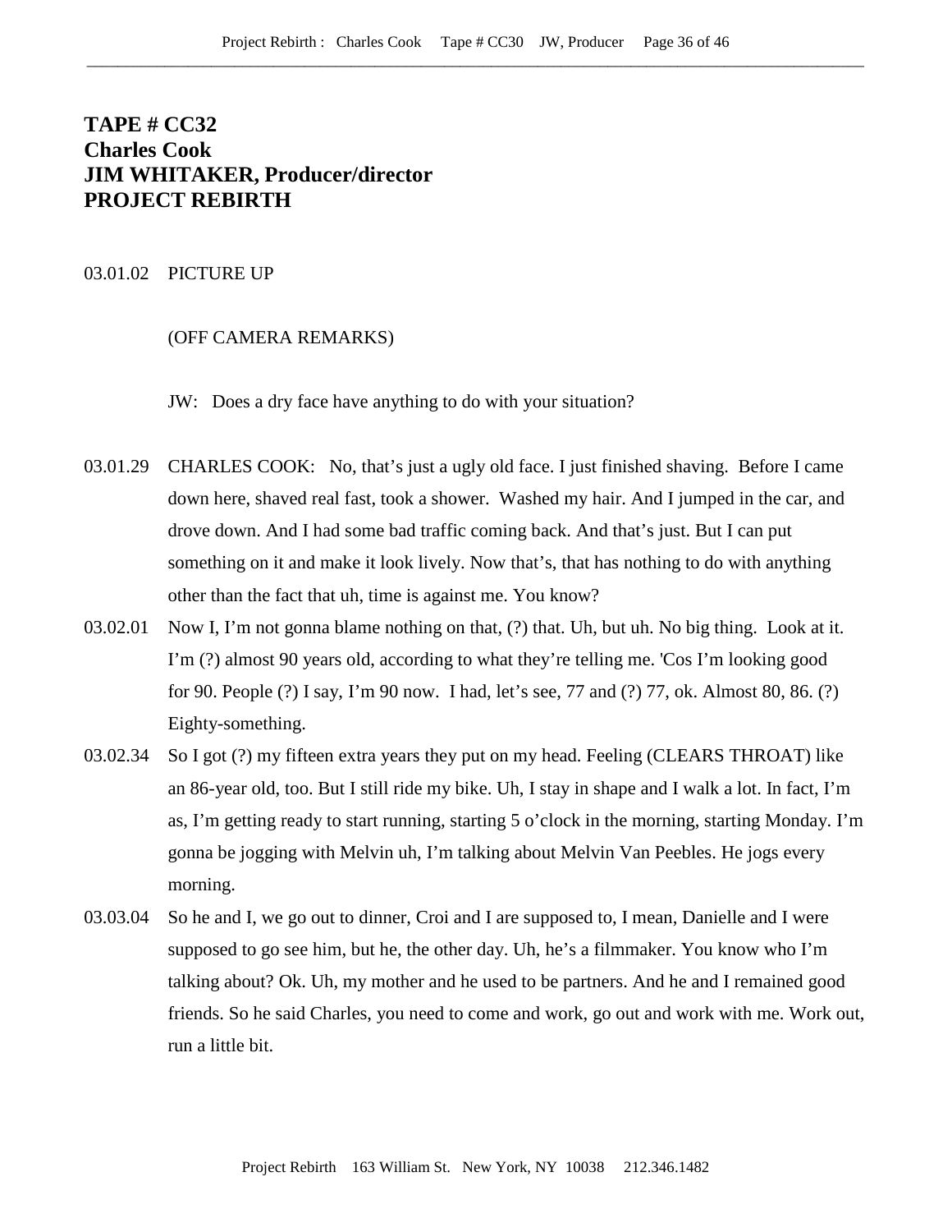**TAPE # CC32**
**Charles Cook**
**JIM WHITAKER, Producer/director**
**PROJECT REBIRTH**

03.01.02 PICTURE UP

(OFF CAMERA REMARKS)

JW: Does a dry face have anything to do with your situation?

03.01.29 CHARLES COOK: No, that's just a ugly old face. I just finished shaving. Before I came down here, shaved real fast, took a shower. Washed my hair. And I jumped in the car, and drove down. And I had some bad traffic coming back. And that's just. But I can put something on it and make it look lively. Now that's, that has nothing to do with anything other than the fact that uh, time is against me. You know?

03.02.01 Now I, I'm not gonna blame nothing on that, (?) that. Uh, but uh. No big thing. Look at it. I'm (?) almost 90 years old, according to what they're telling me. 'Cos I'm looking good for 90. People (?) I say, I'm 90 now. I had, let's see, 77 and (?) 77, ok. Almost 80, 86. (?) Eighty-something.

03.02.34 So I got (?) my fifteen extra years they put on my head. Feeling (CLEARS THROAT) like an 86-year old, too. But I still ride my bike. Uh, I stay in shape and I walk a lot. In fact, I'm as, I'm getting ready to start running, starting 5 o'clock in the morning, starting Monday. I'm gonna be jogging with Melvin uh, I'm talking about Melvin Van Peebles. He jogs every morning.

03.03.04 So he and I, we go out to dinner, Croi and I are supposed to, I mean, Danielle and I were supposed to go see him, but he, the other day. Uh, he's a filmmaker. You know who I'm talking about? Ok. Uh, my mother and he used to be partners. And he and I remained good friends. So he said Charles, you need to come and work, go out and work with me. Work out, run a little bit.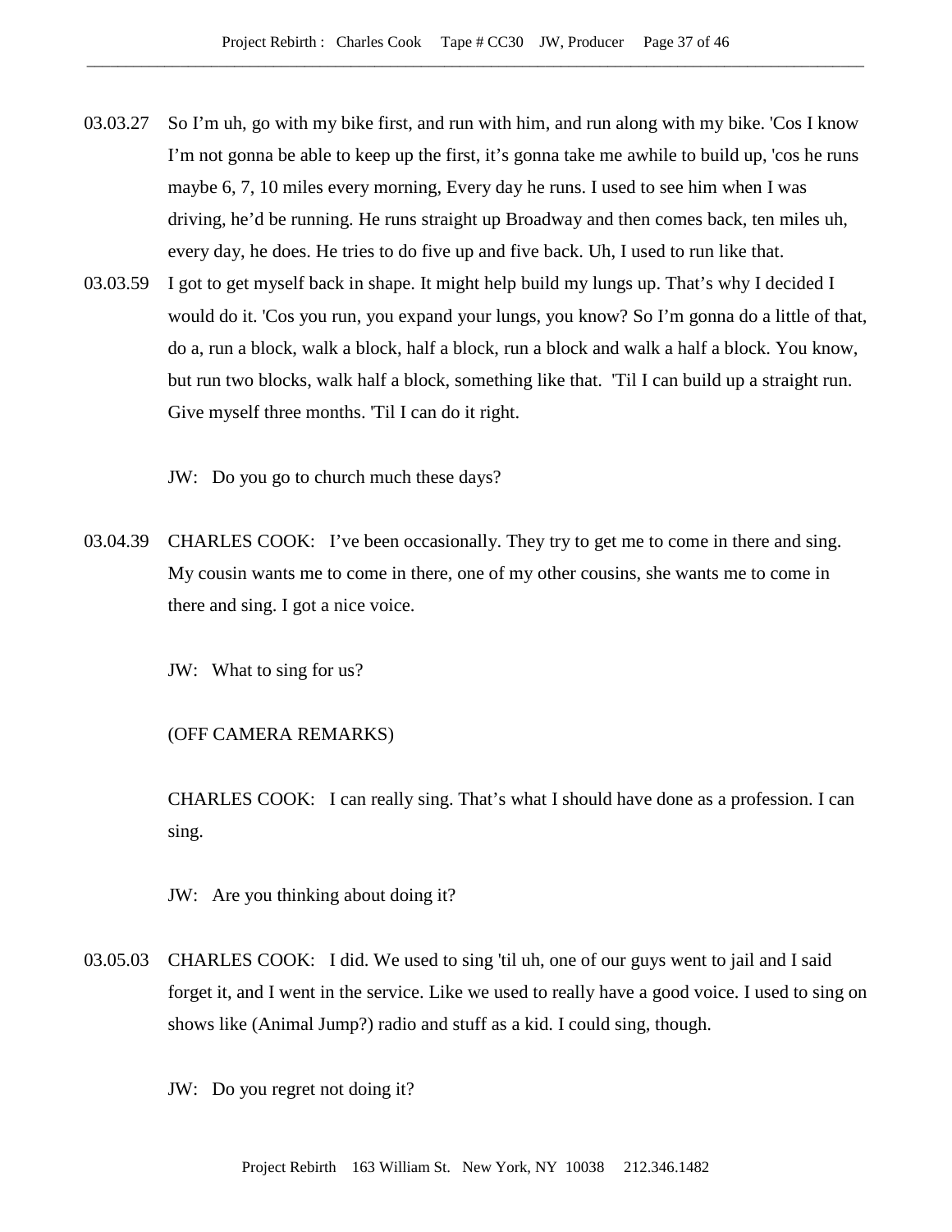03.03.27 So I'm uh, go with my bike first, and run with him, and run along with my bike. 'Cos I know I'm not gonna be able to keep up the first, it's gonna take me awhile to build up, 'cos he runs maybe 6, 7, 10 miles every morning, Every day he runs. I used to see him when I was driving, he'd be running. He runs straight up Broadway and then comes back, ten miles uh, every day, he does. He tries to do five up and five back. Uh, I used to run like that.

03.03.59 I got to get myself back in shape. It might help build my lungs up. That's why I decided I would do it. 'Cos you run, you expand your lungs, you know? So I'm gonna do a little of that, do a, run a block, walk a block, half a block, run a block and walk a half a block. You know, but run two blocks, walk half a block, something like that. 'Til I can build up a straight run. Give myself three months. 'Til I can do it right.

JW: Do you go to church much these days?

03.04.39 CHARLES COOK: I've been occasionally. They try to get me to come in there and sing. My cousin wants me to come in there, one of my other cousins, she wants me to come in there and sing. I got a nice voice.

JW: What to sing for us?

(OFF CAMERA REMARKS)

CHARLES COOK: I can really sing. That's what I should have done as a profession. I can sing.

JW: Are you thinking about doing it?

03.05.03 CHARLES COOK: I did. We used to sing 'til uh, one of our guys went to jail and I said forget it, and I went in the service. Like we used to really have a good voice. I used to sing on shows like (Animal Jump?) radio and stuff as a kid. I could sing, though.

JW: Do you regret not doing it?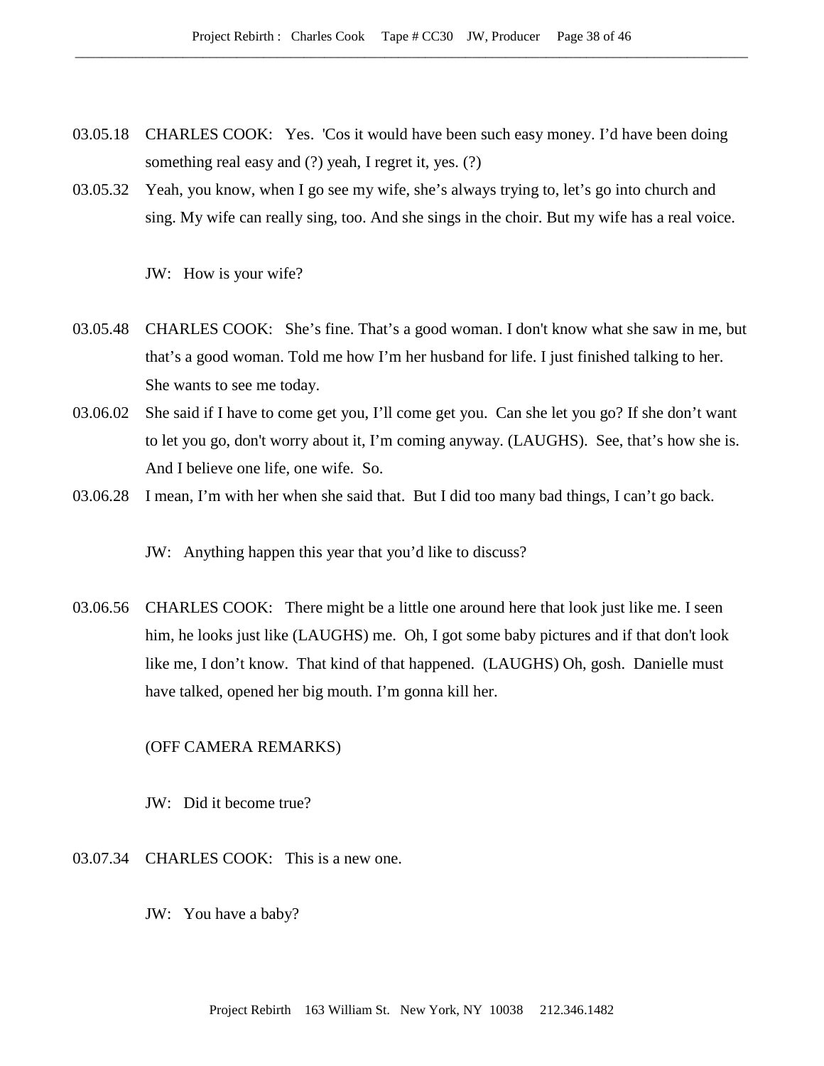03.05.18 CHARLES COOK: Yes. 'Cos it would have been such easy money. I'd have been doing something real easy and (?) yeah, I regret it, yes. (?)

03.05.32 Yeah, you know, when I go see my wife, she's always trying to, let's go into church and sing. My wife can really sing, too. And she sings in the choir. But my wife has a real voice.

JW: How is your wife?

03.05.48 CHARLES COOK: She's fine. That's a good woman. I don't know what she saw in me, but that's a good woman. Told me how I'm her husband for life. I just finished talking to her. She wants to see me today.

03.06.02 She said if I have to come get you, I'll come get you. Can she let you go? If she don't want to let you go, don't worry about it, I'm coming anyway. (LAUGHS). See, that's how she is. And I believe one life, one wife. So.

03.06.28 I mean, I'm with her when she said that. But I did too many bad things, I can't go back.

JW: Anything happen this year that you'd like to discuss?

03.06.56 CHARLES COOK: There might be a little one around here that look just like me. I seen him, he looks just like (LAUGHS) me. Oh, I got some baby pictures and if that don't look like me, I don't know. That kind of that happened. (LAUGHS) Oh, gosh. Danielle must have talked, opened her big mouth. I'm gonna kill her.

(OFF CAMERA REMARKS)

JW: Did it become true?

03.07.34 CHARLES COOK: This is a new one.

JW: You have a baby?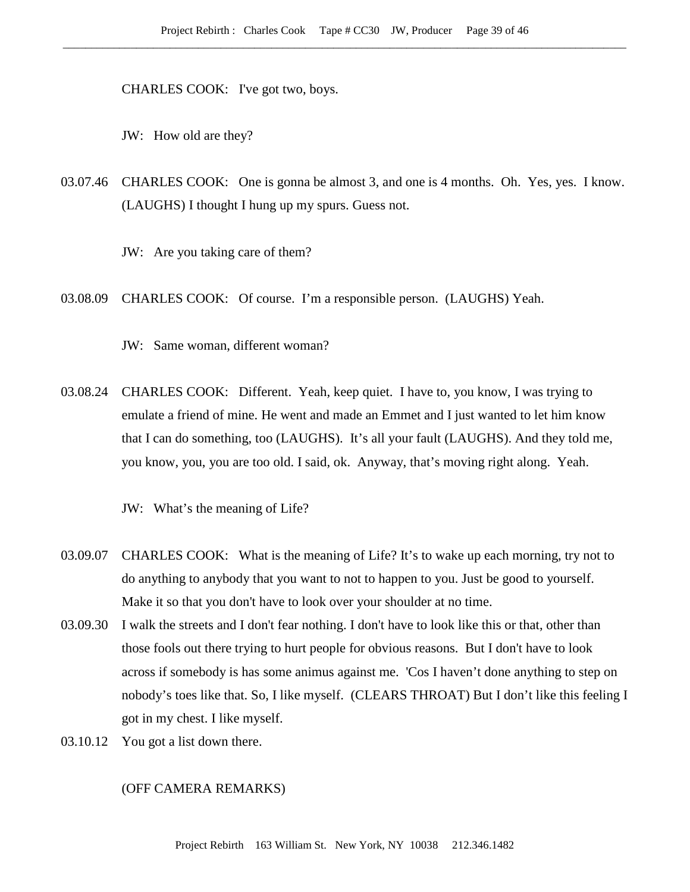CHARLES COOK: I've got two, boys.

JW: How old are they?

03.07.46 CHARLES COOK: One is gonna be almost 3, and one is 4 months. Oh. Yes, yes. I know. (LAUGHS) I thought I hung up my spurs. Guess not.

JW: Are you taking care of them?

03.08.09 CHARLES COOK: Of course. I'm a responsible person. (LAUGHS) Yeah.

JW: Same woman, different woman?

03.08.24 CHARLES COOK: Different. Yeah, keep quiet. I have to, you know, I was trying to emulate a friend of mine. He went and made an Emmet and I just wanted to let him know that I can do something, too (LAUGHS). It's all your fault (LAUGHS). And they told me, you know, you, you are too old. I said, ok. Anyway, that's moving right along. Yeah.

JW: What's the meaning of Life?

03.09.07 CHARLES COOK: What is the meaning of Life? It's to wake up each morning, try not to do anything to anybody that you want to not to happen to you. Just be good to yourself. Make it so that you don't have to look over your shoulder at no time.

03.09.30 I walk the streets and I don't fear nothing. I don't have to look like this or that, other than those fools out there trying to hurt people for obvious reasons. But I don't have to look across if somebody is has some animus against me. 'Cos I haven't done anything to step on nobody's toes like that. So, I like myself. (CLEARS THROAT) But I don't like this feeling I got in my chest. I like myself.

03.10.12 You got a list down there.

(OFF CAMERA REMARKS)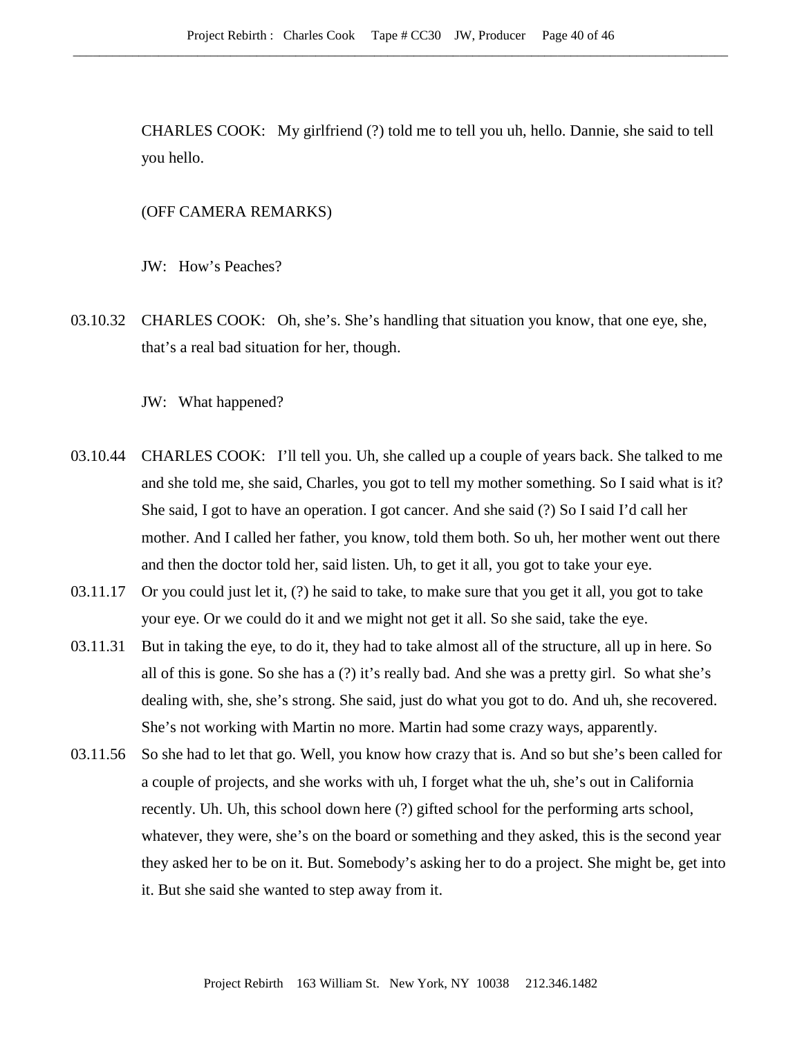CHARLES COOK: My girlfriend (?) told me to tell you uh, hello. Dannie, she said to tell you hello.

(OFF CAMERA REMARKS)

JW: How's Peaches?

03.10.32 CHARLES COOK: Oh, she's. She's handling that situation you know, that one eye, she, that's a real bad situation for her, though.

JW: What happened?

03.10.44 CHARLES COOK: I'll tell you. Uh, she called up a couple of years back. She talked to me and she told me, she said, Charles, you got to tell my mother something. So I said what is it? She said, I got to have an operation. I got cancer. And she said (?) So I said I'd call her mother. And I called her father, you know, told them both. So uh, her mother went out there and then the doctor told her, said listen. Uh, to get it all, you got to take your eye.

03.11.17 Or you could just let it, (?) he said to take, to make sure that you get it all, you got to take your eye. Or we could do it and we might not get it all. So she said, take the eye.

03.11.31 But in taking the eye, to do it, they had to take almost all of the structure, all up in here. So all of this is gone. So she has a (?) it's really bad. And she was a pretty girl. So what she's dealing with, she, she's strong. She said, just do what you got to do. And uh, she recovered. She's not working with Martin no more. Martin had some crazy ways, apparently.

03.11.56 So she had to let that go. Well, you know how crazy that is. And so but she's been called for a couple of projects, and she works with uh, I forget what the uh, she's out in California recently. Uh. Uh, this school down here (?) gifted school for the performing arts school, whatever, they were, she's on the board or something and they asked, this is the second year they asked her to be on it. But. Somebody's asking her to do a project. She might be, get into it. But she said she wanted to step away from it.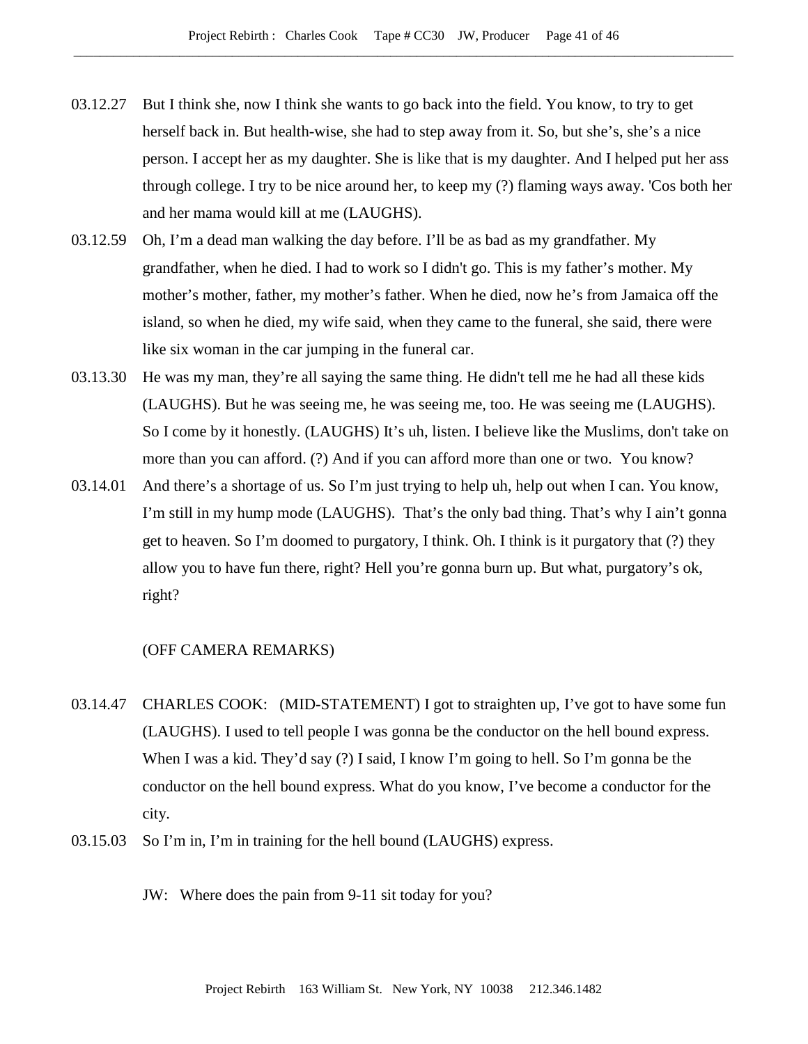03.12.27 But I think she, now I think she wants to go back into the field. You know, to try to get herself back in. But health-wise, she had to step away from it. So, but she's, she's a nice person. I accept her as my daughter. She is like that is my daughter. And I helped put her ass through college. I try to be nice around her, to keep my (?) flaming ways away. 'Cos both her and her mama would kill at me (LAUGHS).

03.12.59 Oh, I'm a dead man walking the day before. I'll be as bad as my grandfather. My grandfather, when he died. I had to work so I didn't go. This is my father's mother. My mother's mother, father, my mother's father. When he died, now he's from Jamaica off the island, so when he died, my wife said, when they came to the funeral, she said, there were like six woman in the car jumping in the funeral car.

03.13.30 He was my man, they're all saying the same thing. He didn't tell me he had all these kids (LAUGHS). But he was seeing me, he was seeing me, too. He was seeing me (LAUGHS). So I come by it honestly. (LAUGHS) It's uh, listen. I believe like the Muslims, don't take on more than you can afford. (?) And if you can afford more than one or two. You know?

03.14.01 And there's a shortage of us. So I'm just trying to help uh, help out when I can. You know, I'm still in my hump mode (LAUGHS). That's the only bad thing. That's why I ain't gonna get to heaven. So I'm doomed to purgatory, I think. Oh. I think is it purgatory that (?) they allow you to have fun there, right? Hell you're gonna burn up. But what, purgatory's ok, right?

(OFF CAMERA REMARKS)

03.14.47 CHARLES COOK: (MID-STATEMENT) I got to straighten up, I've got to have some fun (LAUGHS). I used to tell people I was gonna be the conductor on the hell bound express. When I was a kid. They'd say (?) I said, I know I'm going to hell. So I'm gonna be the conductor on the hell bound express. What do you know, I've become a conductor for the city.

03.15.03 So I'm in, I'm in training for the hell bound (LAUGHS) express.

JW: Where does the pain from 9-11 sit today for you?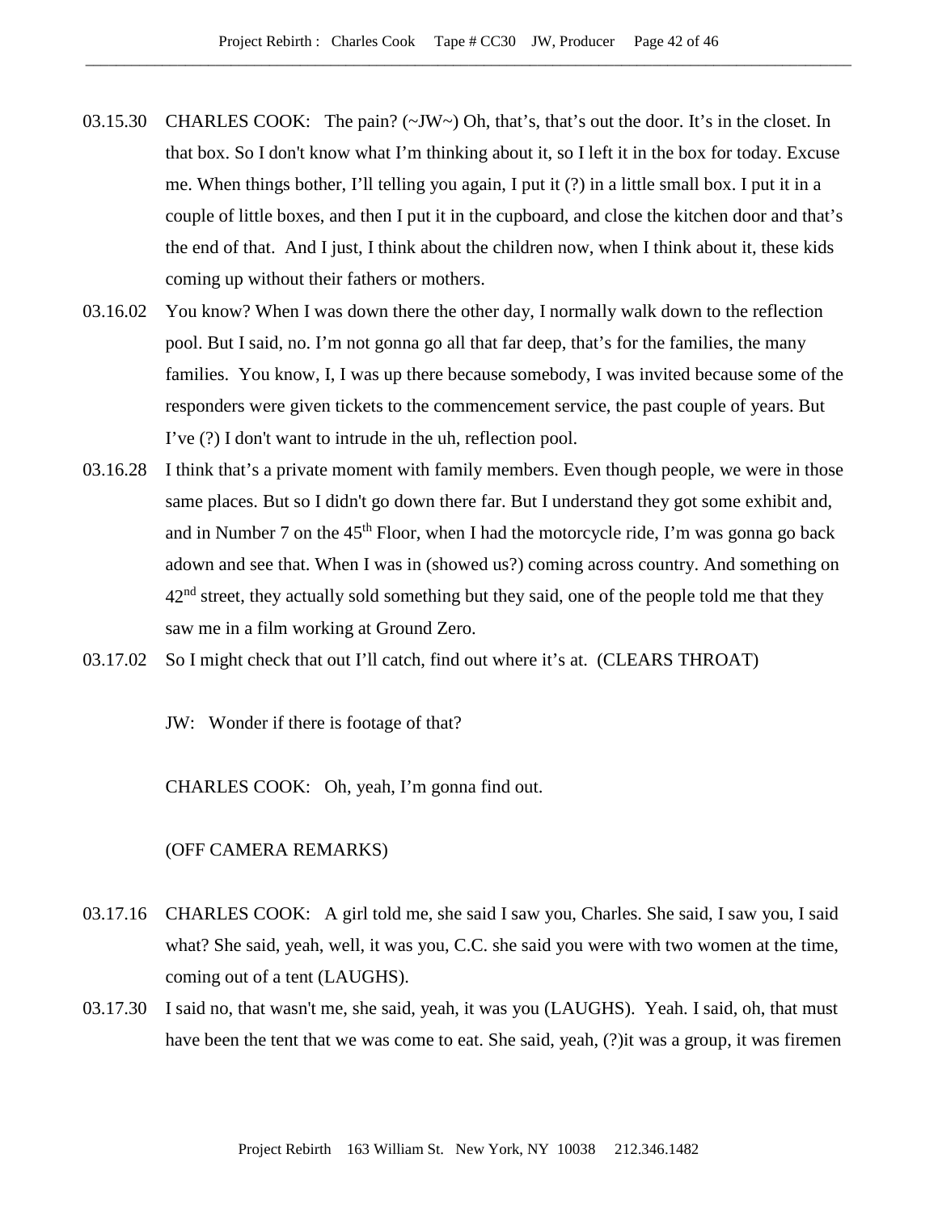03.15.30 CHARLES COOK: The pain? (~JW~) Oh, that's, that's out the door. It's in the closet. In that box. So I don't know what I'm thinking about it, so I left it in the box for today. Excuse me. When things bother, I'll telling you again, I put it (?) in a little small box. I put it in a couple of little boxes, and then I put it in the cupboard, and close the kitchen door and that's the end of that. And I just, I think about the children now, when I think about it, these kids coming up without their fathers or mothers.

03.16.02 You know? When I was down there the other day, I normally walk down to the reflection pool. But I said, no. I'm not gonna go all that far deep, that's for the families, the many families. You know, I, I was up there because somebody, I was invited because some of the responders were given tickets to the commencement service, the past couple of years. But I've (?) I don't want to intrude in the uh, reflection pool.

03.16.28 I think that's a private moment with family members. Even though people, we were in those same places. But so I didn't go down there far. But I understand they got some exhibit and, and in Number 7 on the 45th Floor, when I had the motorcycle ride, I'm was gonna go back adown and see that. When I was in (showed us?) coming across country. And something on 42nd street, they actually sold something but they said, one of the people told me that they saw me in a film working at Ground Zero.

03.17.02 So I might check that out I'll catch, find out where it's at. (CLEARS THROAT)

JW: Wonder if there is footage of that?

CHARLES COOK: Oh, yeah, I'm gonna find out.

(OFF CAMERA REMARKS)

03.17.16 CHARLES COOK: A girl told me, she said I saw you, Charles. She said, I saw you, I said what? She said, yeah, well, it was you, C.C. she said you were with two women at the time, coming out of a tent (LAUGHS).

03.17.30 I said no, that wasn't me, she said, yeah, it was you (LAUGHS). Yeah. I said, oh, that must have been the tent that we was come to eat. She said, yeah, (?)it was a group, it was firemen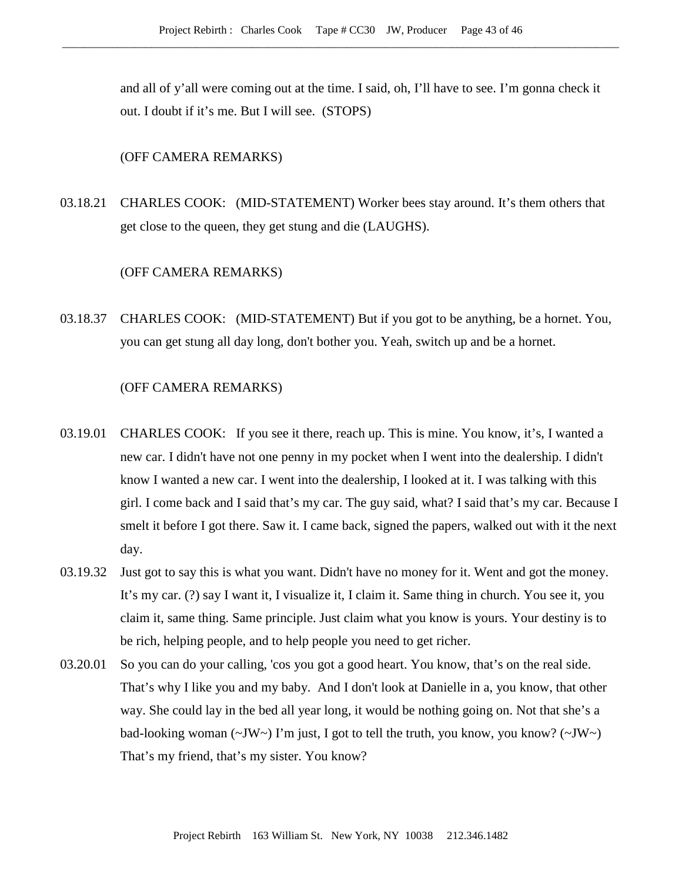and all of y'all were coming out at the time. I said, oh, I'll have to see. I'm gonna check it out. I doubt if it's me. But I will see. (STOPS)

(OFF CAMERA REMARKS)

03.18.21 CHARLES COOK: (MID-STATEMENT) Worker bees stay around. It's them others that get close to the queen, they get stung and die (LAUGHS).

(OFF CAMERA REMARKS)

03.18.37 CHARLES COOK: (MID-STATEMENT) But if you got to be anything, be a hornet. You, you can get stung all day long, don't bother you. Yeah, switch up and be a hornet.

(OFF CAMERA REMARKS)

03.19.01 CHARLES COOK: If you see it there, reach up. This is mine. You know, it's, I wanted a new car. I didn't have not one penny in my pocket when I went into the dealership. I didn't know I wanted a new car. I went into the dealership, I looked at it. I was talking with this girl. I come back and I said that's my car. The guy said, what? I said that's my car. Because I smelt it before I got there. Saw it. I came back, signed the papers, walked out with it the next day.

03.19.32 Just got to say this is what you want. Didn't have no money for it. Went and got the money. It's my car. (?) say I want it, I visualize it, I claim it. Same thing in church. You see it, you claim it, same thing. Same principle. Just claim what you know is yours. Your destiny is to be rich, helping people, and to help people you need to get richer.

03.20.01 So you can do your calling, 'cos you got a good heart. You know, that's on the real side. That's why I like you and my baby. And I don't look at Danielle in a, you know, that other way. She could lay in the bed all year long, it would be nothing going on. Not that she's a bad-looking woman (~JW~) I'm just, I got to tell the truth, you know, you know? (~JW~) That's my friend, that's my sister. You know?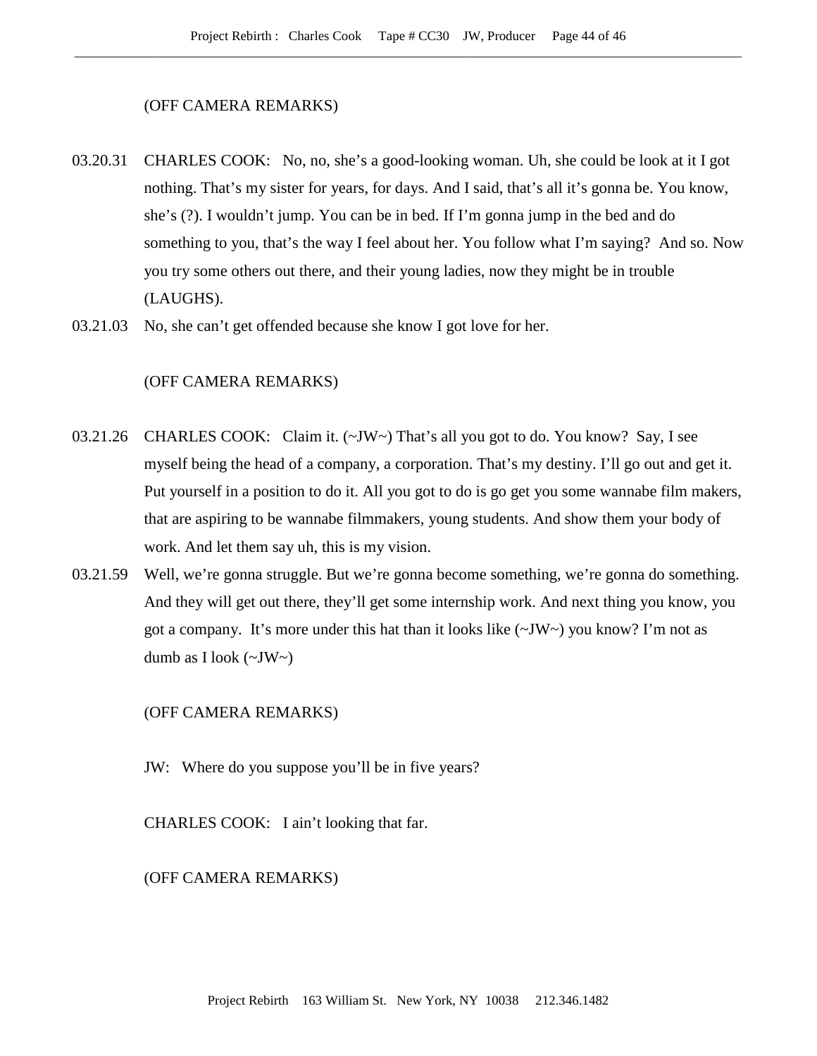(OFF CAMERA REMARKS)

03.20.31 CHARLES COOK: No, no, she's a good-looking woman. Uh, she could be look at it I got nothing. That's my sister for years, for days. And I said, that's all it's gonna be. You know, she's (?). I wouldn't jump. You can be in bed. If I'm gonna jump in the bed and do something to you, that's the way I feel about her. You follow what I'm saying? And so. Now you try some others out there, and their young ladies, now they might be in trouble (LAUGHS).

03.21.03 No, she can't get offended because she know I got love for her.

(OFF CAMERA REMARKS)

03.21.26 CHARLES COOK: Claim it. (~JW~) That's all you got to do. You know? Say, I see myself being the head of a company, a corporation. That's my destiny. I'll go out and get it. Put yourself in a position to do it. All you got to do is go get you some wannabe film makers, that are aspiring to be wannabe filmmakers, young students. And show them your body of work. And let them say uh, this is my vision.

03.21.59 Well, we're gonna struggle. But we're gonna become something, we're gonna do something. And they will get out there, they'll get some internship work. And next thing you know, you got a company. It's more under this hat than it looks like (~JW~) you know? I'm not as dumb as I look (~JW~)

(OFF CAMERA REMARKS)

JW: Where do you suppose you'll be in five years?

CHARLES COOK: I ain't looking that far.

(OFF CAMERA REMARKS)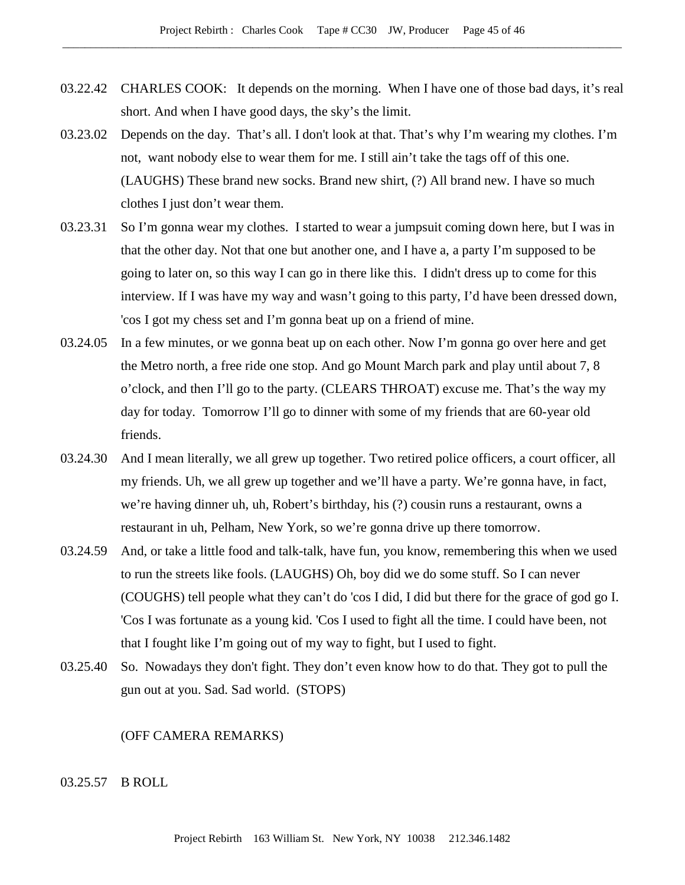03.22.42 CHARLES COOK: It depends on the morning. When I have one of those bad days, it's real short. And when I have good days, the sky's the limit.

03.23.02 Depends on the day. That's all. I don't look at that. That's why I'm wearing my clothes. I'm not, want nobody else to wear them for me. I still ain't take the tags off of this one. (LAUGHS) These brand new socks. Brand new shirt, (?) All brand new. I have so much clothes I just don't wear them.

03.23.31 So I'm gonna wear my clothes. I started to wear a jumpsuit coming down here, but I was in that the other day. Not that one but another one, and I have a, a party I'm supposed to be going to later on, so this way I can go in there like this. I didn't dress up to come for this interview. If I was have my way and wasn't going to this party, I'd have been dressed down, 'cos I got my chess set and I'm gonna beat up on a friend of mine.

03.24.05 In a few minutes, or we gonna beat up on each other. Now I'm gonna go over here and get the Metro north, a free ride one stop. And go Mount March park and play until about 7, 8 o'clock, and then I'll go to the party. (CLEARS THROAT) excuse me. That's the way my day for today. Tomorrow I'll go to dinner with some of my friends that are 60-year old friends.

03.24.30 And I mean literally, we all grew up together. Two retired police officers, a court officer, all my friends. Uh, we all grew up together and we'll have a party. We're gonna have, in fact, we're having dinner uh, uh, Robert's birthday, his (?) cousin runs a restaurant, owns a restaurant in uh, Pelham, New York, so we're gonna drive up there tomorrow.

03.24.59 And, or take a little food and talk-talk, have fun, you know, remembering this when we used to run the streets like fools. (LAUGHS) Oh, boy did we do some stuff. So I can never (COUGHS) tell people what they can't do 'cos I did, I did but there for the grace of god go I. 'Cos I was fortunate as a young kid. 'Cos I used to fight all the time. I could have been, not that I fought like I'm going out of my way to fight, but I used to fight.

03.25.40 So. Nowadays they don't fight. They don't even know how to do that. They got to pull the gun out at you. Sad. Sad world. (STOPS)

(OFF CAMERA REMARKS)

03.25.57 B ROLL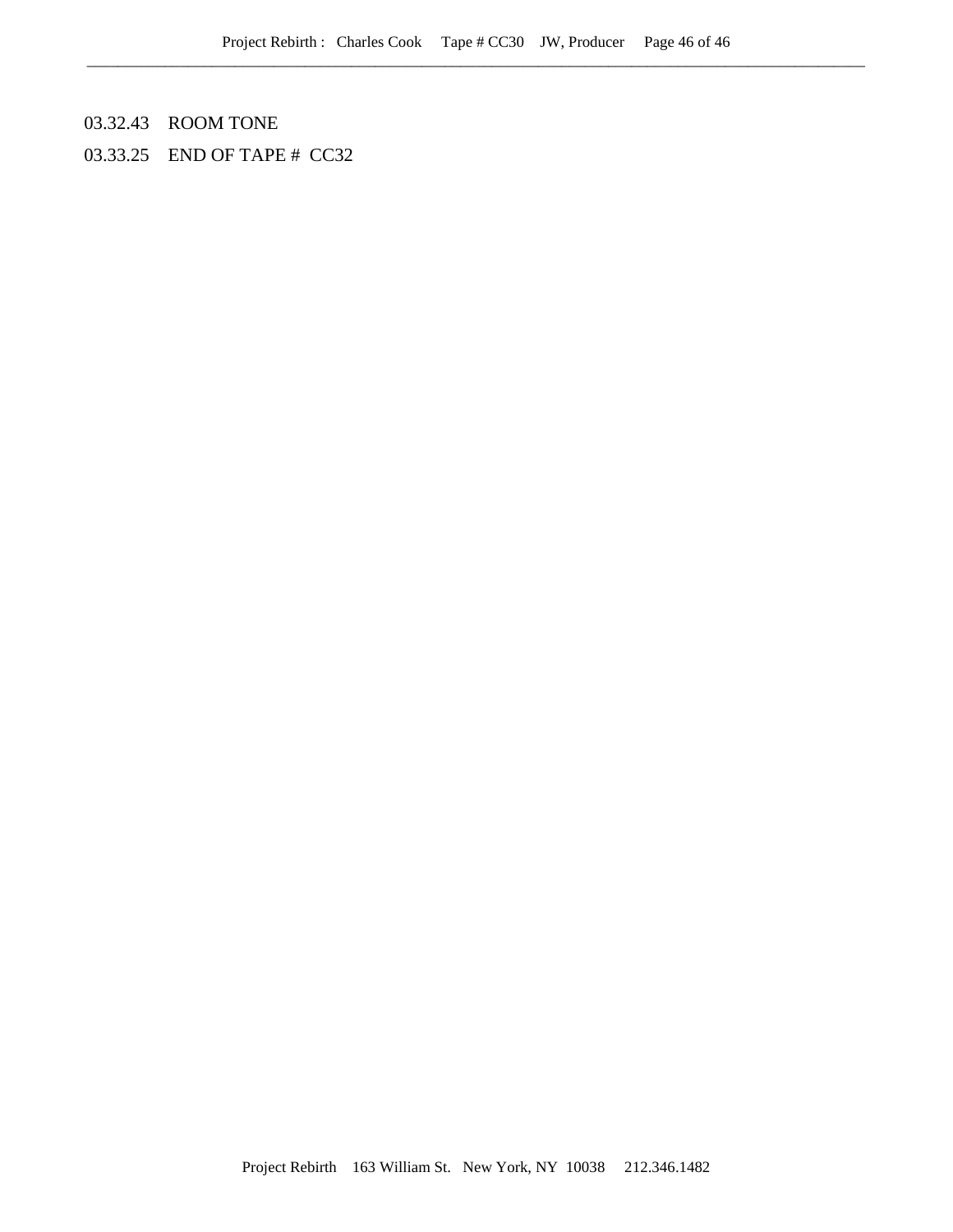03.32.43 ROOM TONE

03.33.25 END OF TAPE # CC32